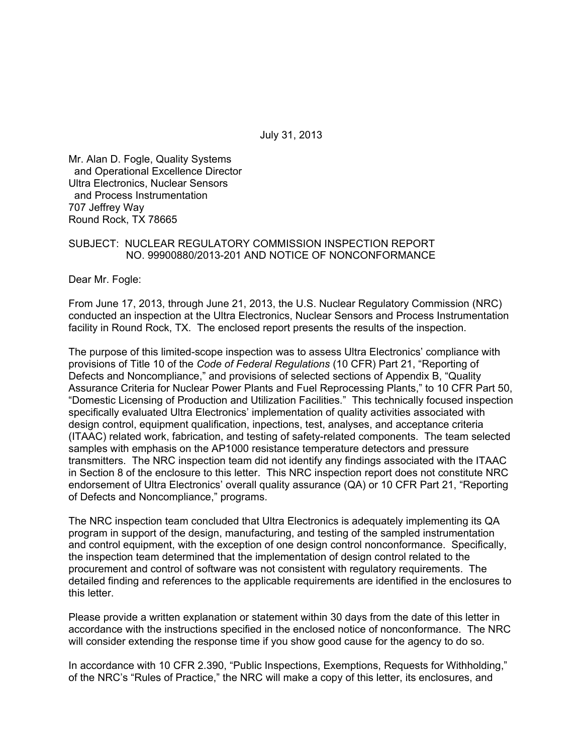July 31, 2013

Mr. Alan D. Fogle, Quality Systems
and Operational Excellence Director
Ultra Electronics, Nuclear Sensors
and Process Instrumentation
707 Jeffrey Way
Round Rock, TX 78665

SUBJECT: NUCLEAR REGULATORY COMMISSION INSPECTION REPORT NO. 99900880/2013-201 AND NOTICE OF NONCONFORMANCE

Dear Mr. Fogle:

From June 17, 2013, through June 21, 2013, the U.S. Nuclear Regulatory Commission (NRC) conducted an inspection at the Ultra Electronics, Nuclear Sensors and Process Instrumentation facility in Round Rock, TX. The enclosed report presents the results of the inspection.

The purpose of this limited-scope inspection was to assess Ultra Electronics' compliance with provisions of Title 10 of the *Code of Federal Regulations* (10 CFR) Part 21, "Reporting of Defects and Noncompliance," and provisions of selected sections of Appendix B, "Quality Assurance Criteria for Nuclear Power Plants and Fuel Reprocessing Plants," to 10 CFR Part 50, "Domestic Licensing of Production and Utilization Facilities." This technically focused inspection specifically evaluated Ultra Electronics' implementation of quality activities associated with design control, equipment qualification, inpections, test, analyses, and acceptance criteria (ITAAC) related work, fabrication, and testing of safety-related components. The team selected samples with emphasis on the AP1000 resistance temperature detectors and pressure transmitters. The NRC inspection team did not identify any findings associated with the ITAAC in Section 8 of the enclosure to this letter. This NRC inspection report does not constitute NRC endorsement of Ultra Electronics' overall quality assurance (QA) or 10 CFR Part 21, "Reporting of Defects and Noncompliance," programs.

The NRC inspection team concluded that Ultra Electronics is adequately implementing its QA program in support of the design, manufacturing, and testing of the sampled instrumentation and control equipment, with the exception of one design control nonconformance. Specifically, the inspection team determined that the implementation of design control related to the procurement and control of software was not consistent with regulatory requirements. The detailed finding and references to the applicable requirements are identified in the enclosures to this letter.

Please provide a written explanation or statement within 30 days from the date of this letter in accordance with the instructions specified in the enclosed notice of nonconformance. The NRC will consider extending the response time if you show good cause for the agency to do so.

In accordance with 10 CFR 2.390, "Public Inspections, Exemptions, Requests for Withholding," of the NRC's "Rules of Practice," the NRC will make a copy of this letter, its enclosures, and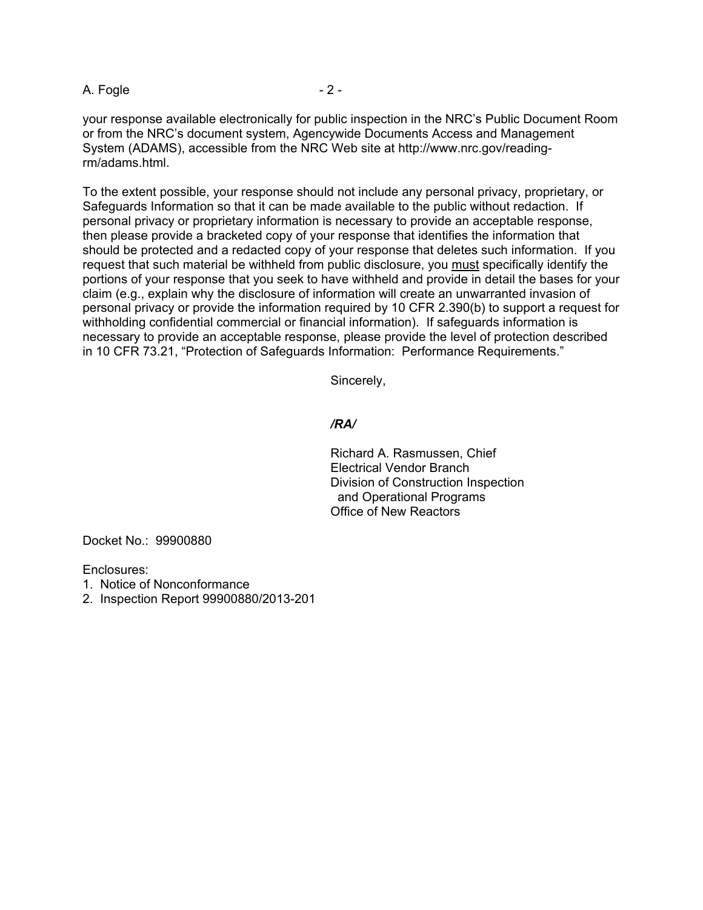your response available electronically for public inspection in the NRC's Public Document Room or from the NRC's document system, Agencywide Documents Access and Management System (ADAMS), accessible from the NRC Web site at http://www.nrc.gov/reading-rm/adams.html.

To the extent possible, your response should not include any personal privacy, proprietary, or Safeguards Information so that it can be made available to the public without redaction. If personal privacy or proprietary information is necessary to provide an acceptable response, then please provide a bracketed copy of your response that identifies the information that should be protected and a redacted copy of your response that deletes such information. If you request that such material be withheld from public disclosure, you must specifically identify the portions of your response that you seek to have withheld and provide in detail the bases for your claim (e.g., explain why the disclosure of information will create an unwarranted invasion of personal privacy or provide the information required by 10 CFR 2.390(b) to support a request for withholding confidential commercial or financial information). If safeguards information is necessary to provide an acceptable response, please provide the level of protection described in 10 CFR 73.21, "Protection of Safeguards Information: Performance Requirements."

Sincerely,

*/RA/*

Richard A. Rasmussen, Chief
Electrical Vendor Branch
Division of Construction Inspection
and Operational Programs
Office of New Reactors

Docket No.: 99900880

Enclosures:
1. Notice of Nonconformance
2. Inspection Report 99900880/2013-201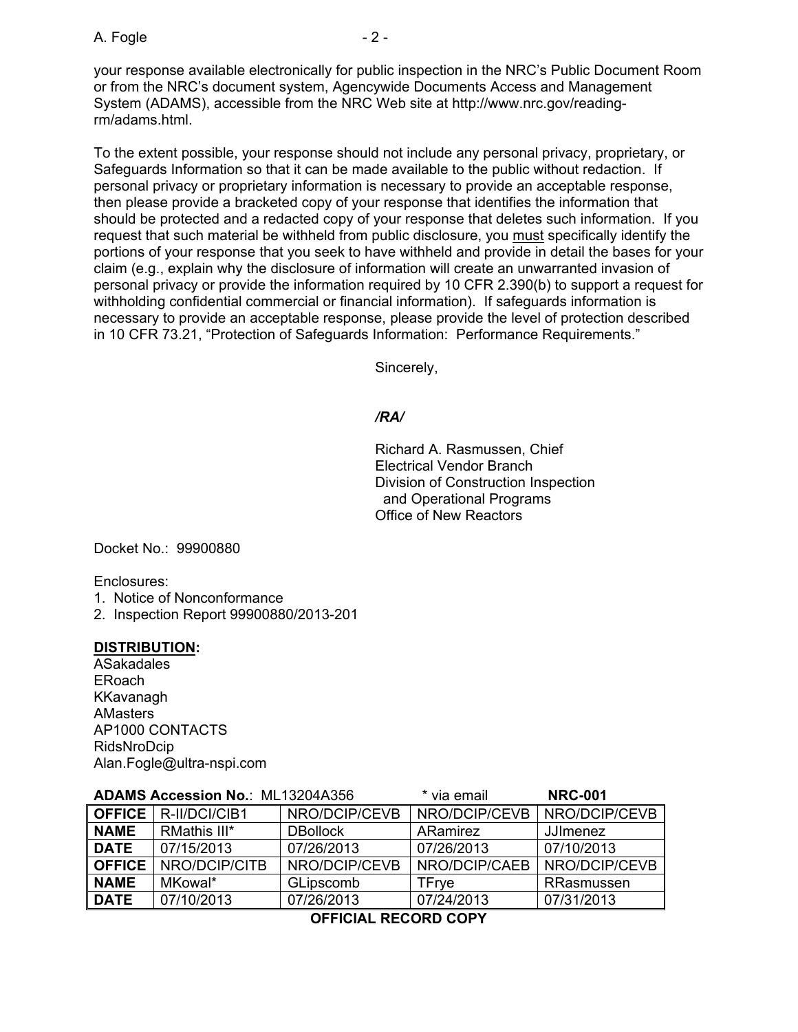your response available electronically for public inspection in the NRC's Public Document Room or from the NRC's document system, Agencywide Documents Access and Management System (ADAMS), accessible from the NRC Web site at http://www.nrc.gov/reading-rm/adams.html.

To the extent possible, your response should not include any personal privacy, proprietary, or Safeguards Information so that it can be made available to the public without redaction. If personal privacy or proprietary information is necessary to provide an acceptable response, then please provide a bracketed copy of your response that identifies the information that should be protected and a redacted copy of your response that deletes such information. If you request that such material be withheld from public disclosure, you must specifically identify the portions of your response that you seek to have withheld and provide in detail the bases for your claim (e.g., explain why the disclosure of information will create an unwarranted invasion of personal privacy or provide the information required by 10 CFR 2.390(b) to support a request for withholding confidential commercial or financial information). If safeguards information is necessary to provide an acceptable response, please provide the level of protection described in 10 CFR 73.21, "Protection of Safeguards Information: Performance Requirements."

Sincerely,

*/RA/*

Richard A. Rasmussen, Chief
Electrical Vendor Branch
Division of Construction Inspection
and Operational Programs
Office of New Reactors

Docket No.: 99900880

Enclosures:
1. Notice of Nonconformance
2. Inspection Report 99900880/2013-201

**DISTRIBUTION:**
ASakadales
ERoach
KKavanagh
AMasters
AP1000 CONTACTS
RidsNroDcip
Alan.Fogle@ultra-nspi.com

**ADAMS Accession No.**: ML13204A356 * via email **NRC-001**

| **OFFICE** | R-II/DCI/CIB1 | NRO/DCIP/CEVB | NRO/DCIP/CEVB | NRO/DCIP/CEVB |
|---|---|---|---|---|
| **NAME** | RMathis III* | DBollock | ARamirez | JJImenez |
| **DATE** | 07/15/2013 | 07/26/2013 | 07/26/2013 | 07/10/2013 |
| **OFFICE** | NRO/DCIP/CITB | NRO/DCIP/CEVB | NRO/DCIP/CAEB | NRO/DCIP/CEVB |
| **NAME** | MKowal* | GLipscomb | TFrye | RRasmussen |
| **DATE** | 07/10/2013 | 07/26/2013 | 07/24/2013 | 07/31/2013 |

**OFFICIAL RECORD COPY**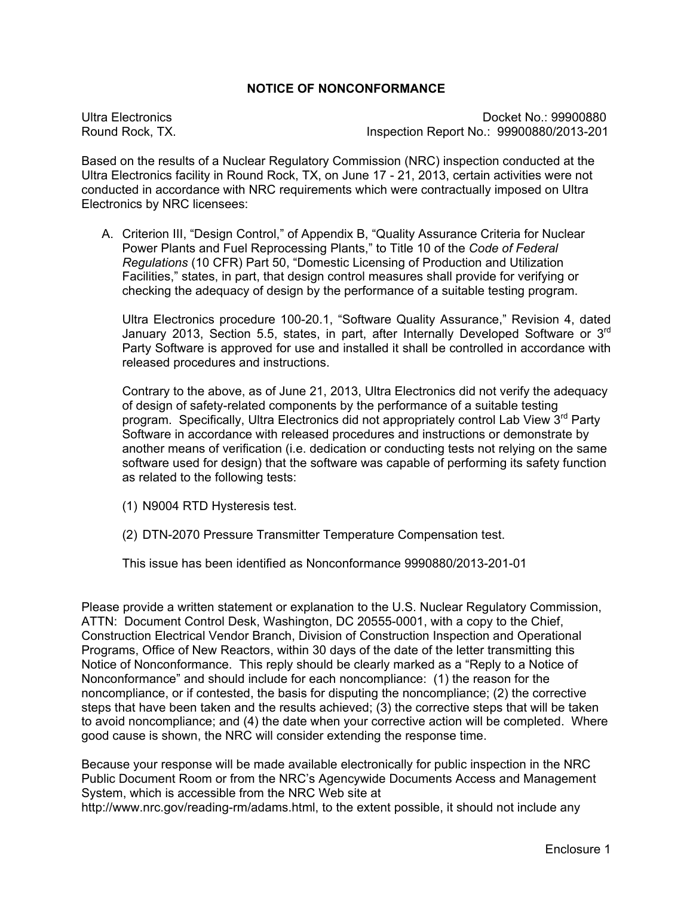## NOTICE OF NONCONFORMANCE

Ultra Electronics
Round Rock, TX.

Docket No.: 99900880
Inspection Report No.: 99900880/2013-201

Based on the results of a Nuclear Regulatory Commission (NRC) inspection conducted at the Ultra Electronics facility in Round Rock, TX, on June 17 - 21, 2013, certain activities were not conducted in accordance with NRC requirements which were contractually imposed on Ultra Electronics by NRC licensees:

A. Criterion III, "Design Control," of Appendix B, "Quality Assurance Criteria for Nuclear Power Plants and Fuel Reprocessing Plants," to Title 10 of the *Code of Federal Regulations* (10 CFR) Part 50, "Domestic Licensing of Production and Utilization Facilities," states, in part, that design control measures shall provide for verifying or checking the adequacy of design by the performance of a suitable testing program.

   Ultra Electronics procedure 100-20.1, "Software Quality Assurance," Revision 4, dated January 2013, Section 5.5, states, in part, after Internally Developed Software or 3rd Party Software is approved for use and installed it shall be controlled in accordance with released procedures and instructions.

   Contrary to the above, as of June 21, 2013, Ultra Electronics did not verify the adequacy of design of safety-related components by the performance of a suitable testing program. Specifically, Ultra Electronics did not appropriately control Lab View 3rd Party Software in accordance with released procedures and instructions or demonstrate by another means of verification (i.e. dedication or conducting tests not relying on the same software used for design) that the software was capable of performing its safety function as related to the following tests:

   (1) N9004 RTD Hysteresis test.

   (2) DTN-2070 Pressure Transmitter Temperature Compensation test.

   This issue has been identified as Nonconformance 9990880/2013-201-01

Please provide a written statement or explanation to the U.S. Nuclear Regulatory Commission, ATTN: Document Control Desk, Washington, DC 20555-0001, with a copy to the Chief, Construction Electrical Vendor Branch, Division of Construction Inspection and Operational Programs, Office of New Reactors, within 30 days of the date of the letter transmitting this Notice of Nonconformance. This reply should be clearly marked as a "Reply to a Notice of Nonconformance" and should include for each noncompliance: (1) the reason for the noncompliance, or if contested, the basis for disputing the noncompliance; (2) the corrective steps that have been taken and the results achieved; (3) the corrective steps that will be taken to avoid noncompliance; and (4) the date when your corrective action will be completed. Where good cause is shown, the NRC will consider extending the response time.

Because your response will be made available electronically for public inspection in the NRC Public Document Room or from the NRC's Agencywide Documents Access and Management System, which is accessible from the NRC Web site at http://www.nrc.gov/reading-rm/adams.html, to the extent possible, it should not include any

Enclosure 1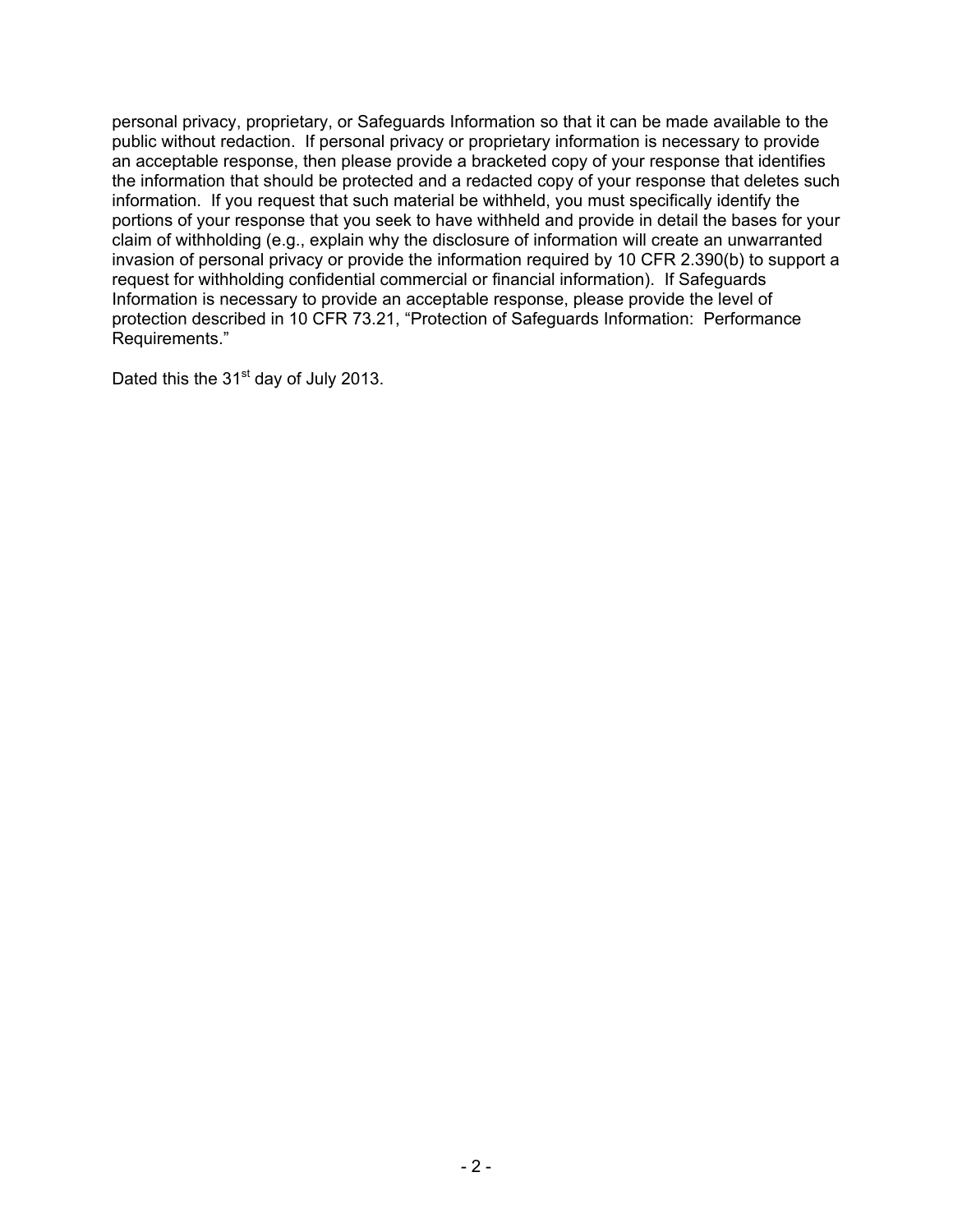personal privacy, proprietary, or Safeguards Information so that it can be made available to the public without redaction. If personal privacy or proprietary information is necessary to provide an acceptable response, then please provide a bracketed copy of your response that identifies the information that should be protected and a redacted copy of your response that deletes such information. If you request that such material be withheld, you must specifically identify the portions of your response that you seek to have withheld and provide in detail the bases for your claim of withholding (e.g., explain why the disclosure of information will create an unwarranted invasion of personal privacy or provide the information required by 10 CFR 2.390(b) to support a request for withholding confidential commercial or financial information). If Safeguards Information is necessary to provide an acceptable response, please provide the level of protection described in 10 CFR 73.21, "Protection of Safeguards Information: Performance Requirements."

Dated this the 31st day of July 2013.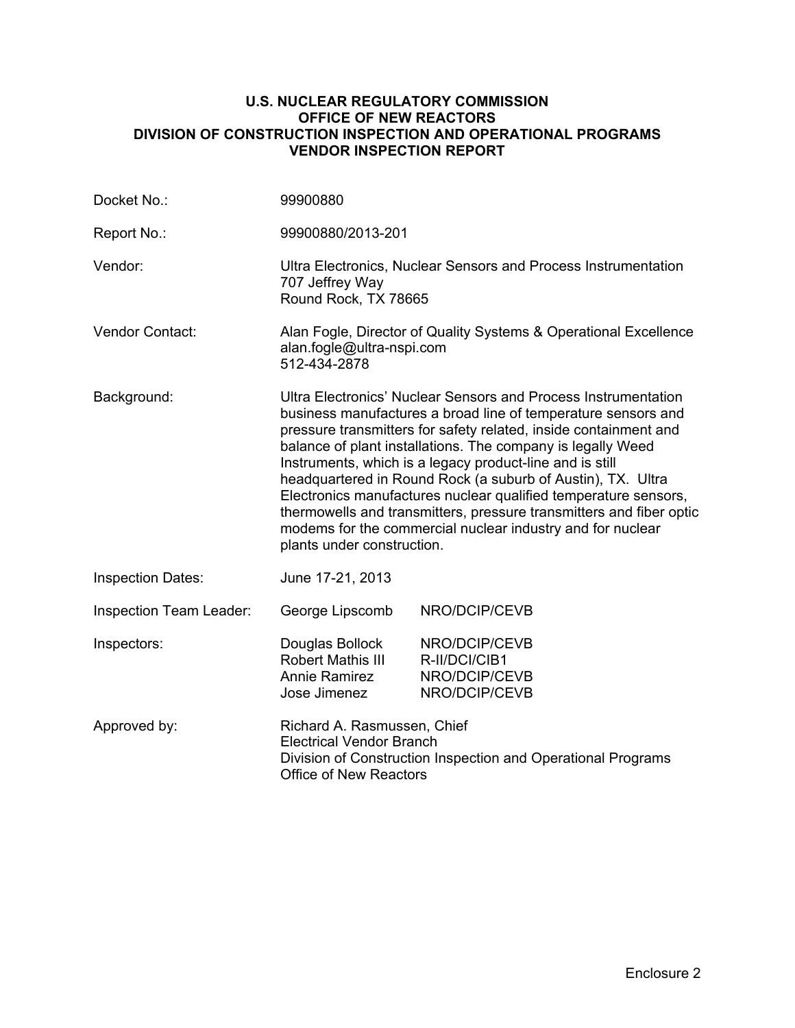**U.S. NUCLEAR REGULATORY COMMISSION**
**OFFICE OF NEW REACTORS**
**DIVISION OF CONSTRUCTION INSPECTION AND OPERATIONAL PROGRAMS**
**VENDOR INSPECTION REPORT**

| | | |
|---|---|---|
| Docket No.: | 99900880 | |
| Report No.: | 99900880/2013-201 | |
| Vendor: | Ultra Electronics, Nuclear Sensors and Process Instrumentation<br>707 Jeffrey Way<br>Round Rock, TX 78665 | |
| Vendor Contact: | Alan Fogle, Director of Quality Systems & Operational Excellence<br>alan.fogle@ultra-nspi.com<br>512-434-2878 | |
| Background: | Ultra Electronics' Nuclear Sensors and Process Instrumentation business manufactures a broad line of temperature sensors and pressure transmitters for safety related, inside containment and balance of plant installations. The company is legally Weed Instruments, which is a legacy product-line and is still headquartered in Round Rock (a suburb of Austin), TX. Ultra Electronics manufactures nuclear qualified temperature sensors, thermowells and transmitters, pressure transmitters and fiber optic modems for the commercial nuclear industry and for nuclear plants under construction. | |
| Inspection Dates: | June 17-21, 2013 | |
| Inspection Team Leader: | George Lipscomb | NRO/DCIP/CEVB |
| Inspectors: | Douglas Bollock<br>Robert Mathis III<br>Annie Ramirez<br>Jose Jimenez | NRO/DCIP/CEVB<br>R-II/DCI/CIB1<br>NRO/DCIP/CEVB<br>NRO/DCIP/CEVB |
| Approved by: | Richard A. Rasmussen, Chief<br>Electrical Vendor Branch<br>Division of Construction Inspection and Operational Programs<br>Office of New Reactors | |

Enclosure 2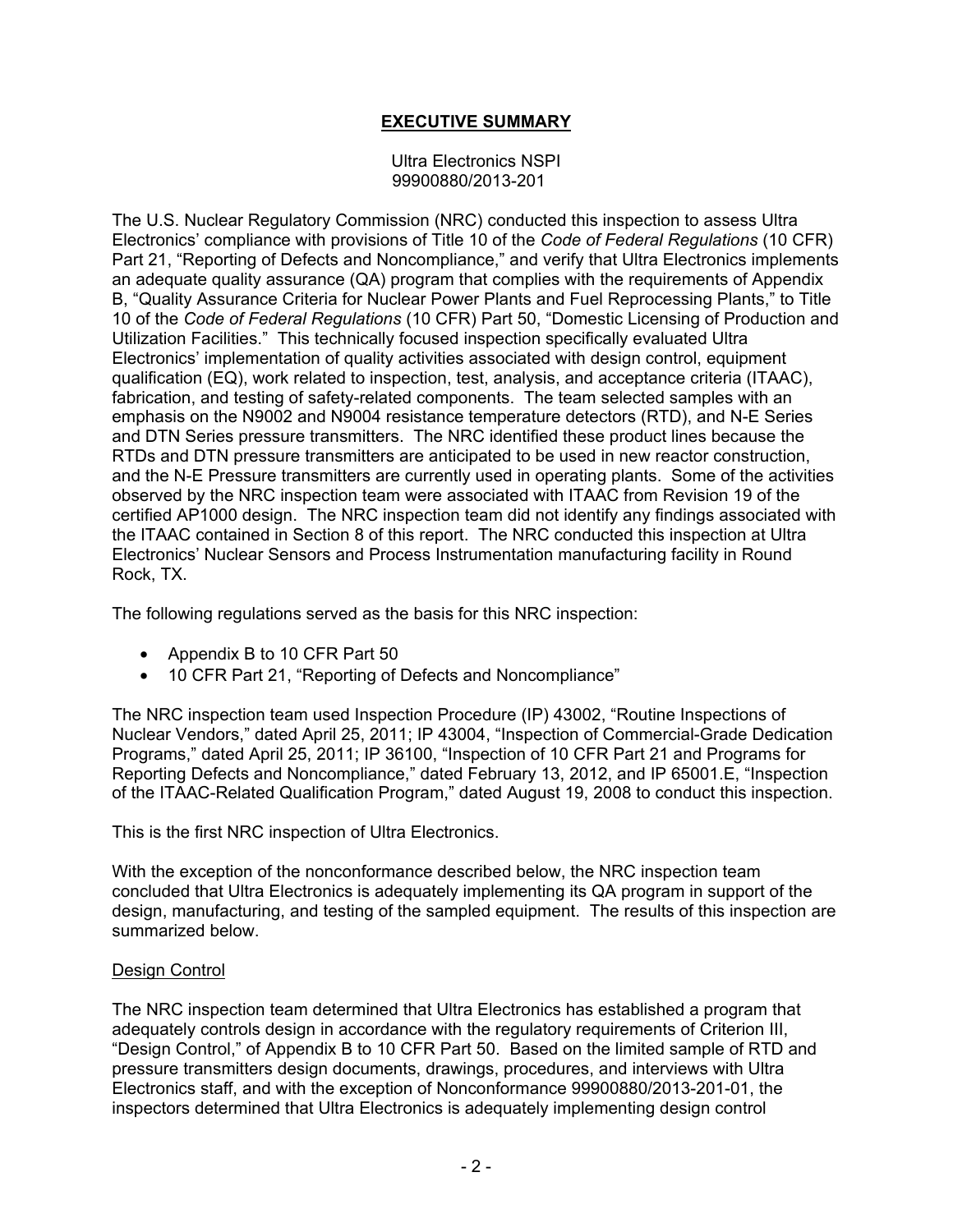## EXECUTIVE SUMMARY

Ultra Electronics NSPI
99900880/2013-201

The U.S. Nuclear Regulatory Commission (NRC) conducted this inspection to assess Ultra Electronics' compliance with provisions of Title 10 of the *Code of Federal Regulations* (10 CFR) Part 21, "Reporting of Defects and Noncompliance," and verify that Ultra Electronics implements an adequate quality assurance (QA) program that complies with the requirements of Appendix B, "Quality Assurance Criteria for Nuclear Power Plants and Fuel Reprocessing Plants," to Title 10 of the *Code of Federal Regulations* (10 CFR) Part 50, "Domestic Licensing of Production and Utilization Facilities." This technically focused inspection specifically evaluated Ultra Electronics' implementation of quality activities associated with design control, equipment qualification (EQ), work related to inspection, test, analysis, and acceptance criteria (ITAAC), fabrication, and testing of safety-related components. The team selected samples with an emphasis on the N9002 and N9004 resistance temperature detectors (RTD), and N-E Series and DTN Series pressure transmitters. The NRC identified these product lines because the RTDs and DTN pressure transmitters are anticipated to be used in new reactor construction, and the N-E Pressure transmitters are currently used in operating plants. Some of the activities observed by the NRC inspection team were associated with ITAAC from Revision 19 of the certified AP1000 design. The NRC inspection team did not identify any findings associated with the ITAAC contained in Section 8 of this report. The NRC conducted this inspection at Ultra Electronics' Nuclear Sensors and Process Instrumentation manufacturing facility in Round Rock, TX.

The following regulations served as the basis for this NRC inspection:

- Appendix B to 10 CFR Part 50
- 10 CFR Part 21, "Reporting of Defects and Noncompliance"

The NRC inspection team used Inspection Procedure (IP) 43002, "Routine Inspections of Nuclear Vendors," dated April 25, 2011; IP 43004, "Inspection of Commercial-Grade Dedication Programs," dated April 25, 2011; IP 36100, "Inspection of 10 CFR Part 21 and Programs for Reporting Defects and Noncompliance," dated February 13, 2012, and IP 65001.E, "Inspection of the ITAAC-Related Qualification Program," dated August 19, 2008 to conduct this inspection.

This is the first NRC inspection of Ultra Electronics.

With the exception of the nonconformance described below, the NRC inspection team concluded that Ultra Electronics is adequately implementing its QA program in support of the design, manufacturing, and testing of the sampled equipment. The results of this inspection are summarized below.

### Design Control

The NRC inspection team determined that Ultra Electronics has established a program that adequately controls design in accordance with the regulatory requirements of Criterion III, "Design Control," of Appendix B to 10 CFR Part 50. Based on the limited sample of RTD and pressure transmitters design documents, drawings, procedures, and interviews with Ultra Electronics staff, and with the exception of Nonconformance 99900880/2013-201-01, the inspectors determined that Ultra Electronics is adequately implementing design control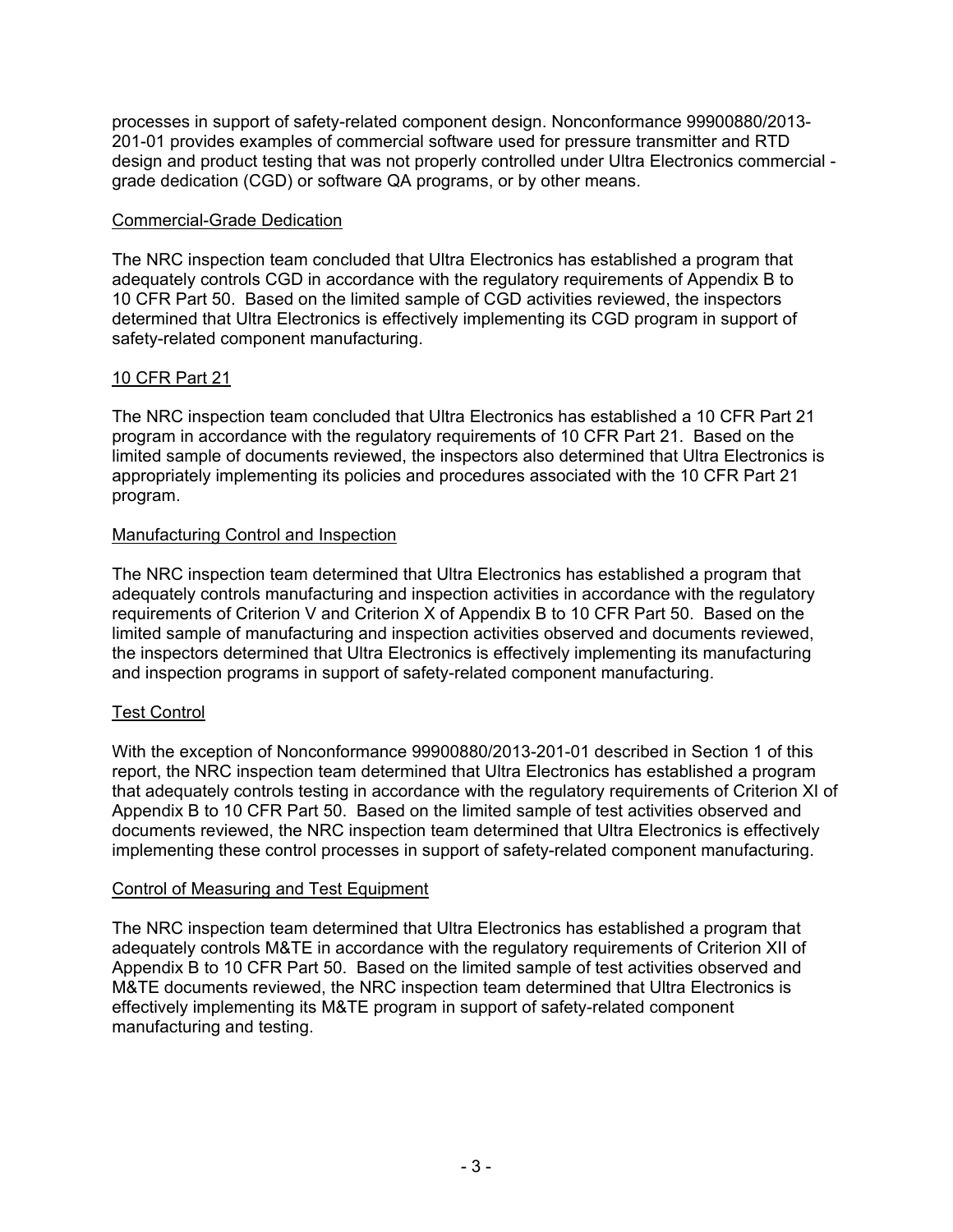processes in support of safety-related component design. Nonconformance 99900880/2013-201-01 provides examples of commercial software used for pressure transmitter and RTD design and product testing that was not properly controlled under Ultra Electronics commercial - grade dedication (CGD) or software QA programs, or by other means.

Commercial-Grade Dedication

The NRC inspection team concluded that Ultra Electronics has established a program that adequately controls CGD in accordance with the regulatory requirements of Appendix B to 10 CFR Part 50. Based on the limited sample of CGD activities reviewed, the inspectors determined that Ultra Electronics is effectively implementing its CGD program in support of safety-related component manufacturing.

10 CFR Part 21

The NRC inspection team concluded that Ultra Electronics has established a 10 CFR Part 21 program in accordance with the regulatory requirements of 10 CFR Part 21. Based on the limited sample of documents reviewed, the inspectors also determined that Ultra Electronics is appropriately implementing its policies and procedures associated with the 10 CFR Part 21 program.

Manufacturing Control and Inspection

The NRC inspection team determined that Ultra Electronics has established a program that adequately controls manufacturing and inspection activities in accordance with the regulatory requirements of Criterion V and Criterion X of Appendix B to 10 CFR Part 50. Based on the limited sample of manufacturing and inspection activities observed and documents reviewed, the inspectors determined that Ultra Electronics is effectively implementing its manufacturing and inspection programs in support of safety-related component manufacturing.

Test Control

With the exception of Nonconformance 99900880/2013-201-01 described in Section 1 of this report, the NRC inspection team determined that Ultra Electronics has established a program that adequately controls testing in accordance with the regulatory requirements of Criterion XI of Appendix B to 10 CFR Part 50. Based on the limited sample of test activities observed and documents reviewed, the NRC inspection team determined that Ultra Electronics is effectively implementing these control processes in support of safety-related component manufacturing.

Control of Measuring and Test Equipment

The NRC inspection team determined that Ultra Electronics has established a program that adequately controls M&TE in accordance with the regulatory requirements of Criterion XII of Appendix B to 10 CFR Part 50. Based on the limited sample of test activities observed and M&TE documents reviewed, the NRC inspection team determined that Ultra Electronics is effectively implementing its M&TE program in support of safety-related component manufacturing and testing.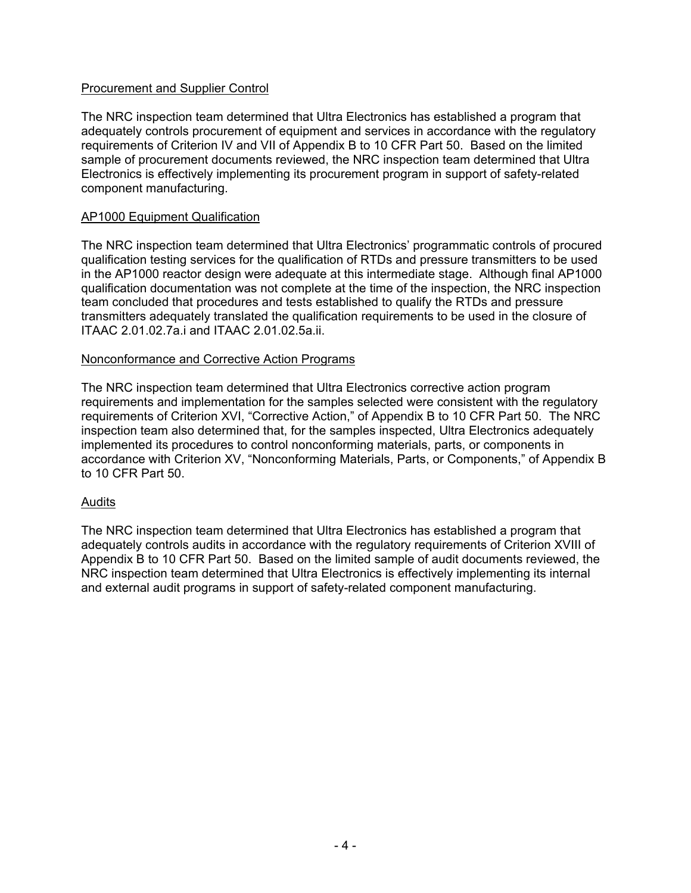<u>Procurement and Supplier Control</u>

The NRC inspection team determined that Ultra Electronics has established a program that adequately controls procurement of equipment and services in accordance with the regulatory requirements of Criterion IV and VII of Appendix B to 10 CFR Part 50. Based on the limited sample of procurement documents reviewed, the NRC inspection team determined that Ultra Electronics is effectively implementing its procurement program in support of safety-related component manufacturing.

<u>AP1000 Equipment Qualification</u>

The NRC inspection team determined that Ultra Electronics' programmatic controls of procured qualification testing services for the qualification of RTDs and pressure transmitters to be used in the AP1000 reactor design were adequate at this intermediate stage. Although final AP1000 qualification documentation was not complete at the time of the inspection, the NRC inspection team concluded that procedures and tests established to qualify the RTDs and pressure transmitters adequately translated the qualification requirements to be used in the closure of ITAAC 2.01.02.7a.i and ITAAC 2.01.02.5a.ii.

<u>Nonconformance and Corrective Action Programs</u>

The NRC inspection team determined that Ultra Electronics corrective action program requirements and implementation for the samples selected were consistent with the regulatory requirements of Criterion XVI, "Corrective Action," of Appendix B to 10 CFR Part 50. The NRC inspection team also determined that, for the samples inspected, Ultra Electronics adequately implemented its procedures to control nonconforming materials, parts, or components in accordance with Criterion XV, "Nonconforming Materials, Parts, or Components," of Appendix B to 10 CFR Part 50.

<u>Audits</u>

The NRC inspection team determined that Ultra Electronics has established a program that adequately controls audits in accordance with the regulatory requirements of Criterion XVIII of Appendix B to 10 CFR Part 50. Based on the limited sample of audit documents reviewed, the NRC inspection team determined that Ultra Electronics is effectively implementing its internal and external audit programs in support of safety-related component manufacturing.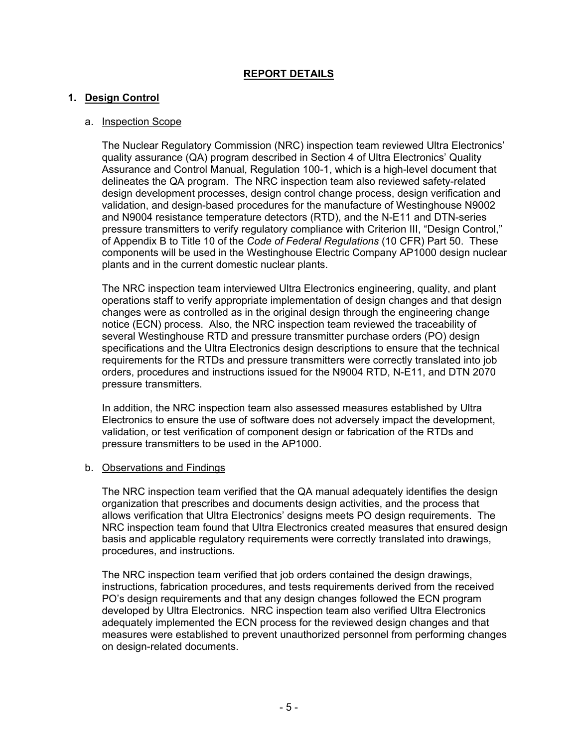# REPORT DETAILS

## 1. Design Control

### a. Inspection Scope

The Nuclear Regulatory Commission (NRC) inspection team reviewed Ultra Electronics' quality assurance (QA) program described in Section 4 of Ultra Electronics' Quality Assurance and Control Manual, Regulation 100-1, which is a high-level document that delineates the QA program. The NRC inspection team also reviewed safety-related design development processes, design control change process, design verification and validation, and design-based procedures for the manufacture of Westinghouse N9002 and N9004 resistance temperature detectors (RTD), and the N-E11 and DTN-series pressure transmitters to verify regulatory compliance with Criterion III, "Design Control," of Appendix B to Title 10 of the *Code of Federal Regulations* (10 CFR) Part 50. These components will be used in the Westinghouse Electric Company AP1000 design nuclear plants and in the current domestic nuclear plants.

The NRC inspection team interviewed Ultra Electronics engineering, quality, and plant operations staff to verify appropriate implementation of design changes and that design changes were as controlled as in the original design through the engineering change notice (ECN) process. Also, the NRC inspection team reviewed the traceability of several Westinghouse RTD and pressure transmitter purchase orders (PO) design specifications and the Ultra Electronics design descriptions to ensure that the technical requirements for the RTDs and pressure transmitters were correctly translated into job orders, procedures and instructions issued for the N9004 RTD, N-E11, and DTN 2070 pressure transmitters.

In addition, the NRC inspection team also assessed measures established by Ultra Electronics to ensure the use of software does not adversely impact the development, validation, or test verification of component design or fabrication of the RTDs and pressure transmitters to be used in the AP1000.

### b. Observations and Findings

The NRC inspection team verified that the QA manual adequately identifies the design organization that prescribes and documents design activities, and the process that allows verification that Ultra Electronics' designs meets PO design requirements. The NRC inspection team found that Ultra Electronics created measures that ensured design basis and applicable regulatory requirements were correctly translated into drawings, procedures, and instructions.

The NRC inspection team verified that job orders contained the design drawings, instructions, fabrication procedures, and tests requirements derived from the received PO's design requirements and that any design changes followed the ECN program developed by Ultra Electronics. NRC inspection team also verified Ultra Electronics adequately implemented the ECN process for the reviewed design changes and that measures were established to prevent unauthorized personnel from performing changes on design-related documents.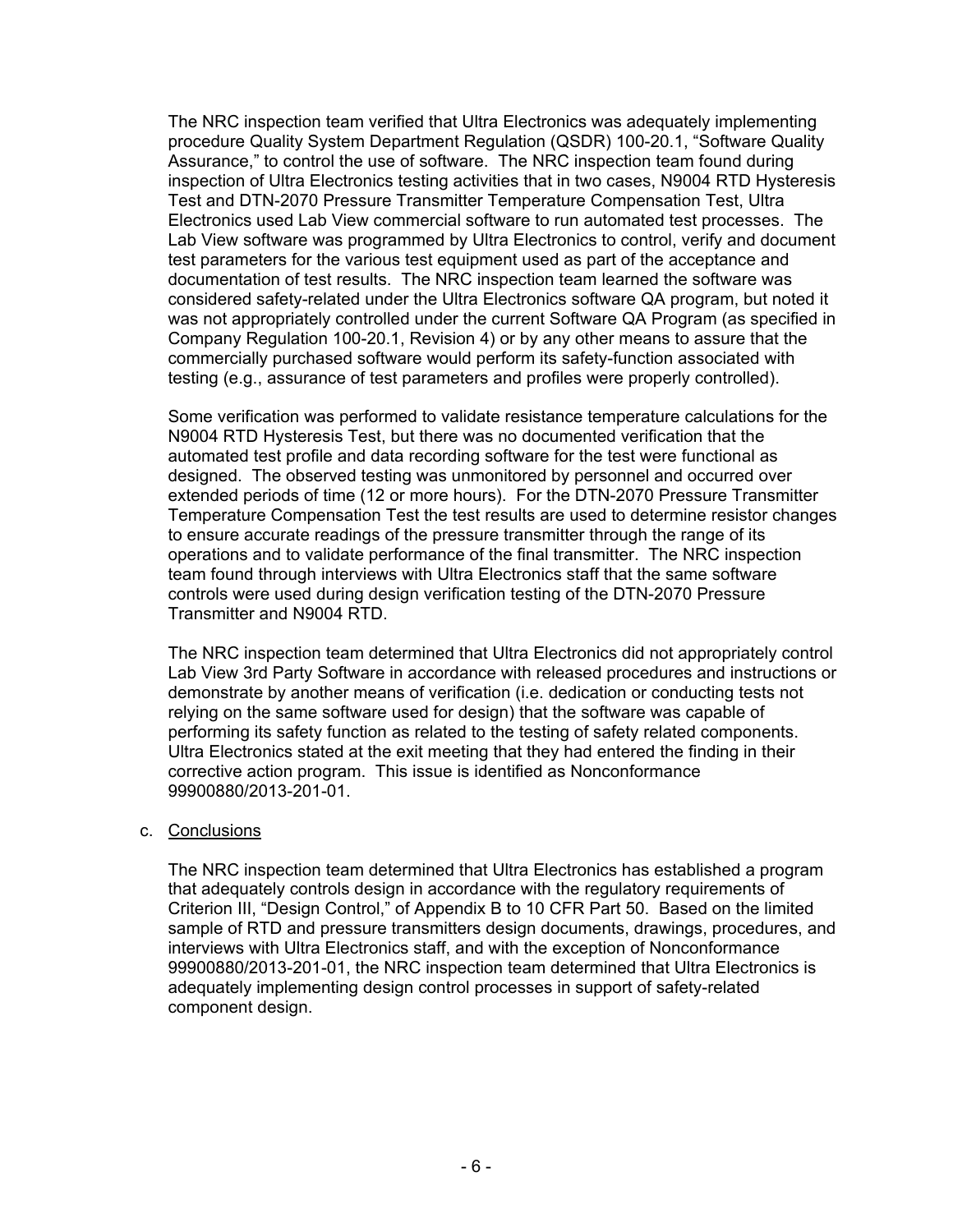The NRC inspection team verified that Ultra Electronics was adequately implementing procedure Quality System Department Regulation (QSDR) 100-20.1, "Software Quality Assurance," to control the use of software. The NRC inspection team found during inspection of Ultra Electronics testing activities that in two cases, N9004 RTD Hysteresis Test and DTN-2070 Pressure Transmitter Temperature Compensation Test, Ultra Electronics used Lab View commercial software to run automated test processes. The Lab View software was programmed by Ultra Electronics to control, verify and document test parameters for the various test equipment used as part of the acceptance and documentation of test results. The NRC inspection team learned the software was considered safety-related under the Ultra Electronics software QA program, but noted it was not appropriately controlled under the current Software QA Program (as specified in Company Regulation 100-20.1, Revision 4) or by any other means to assure that the commercially purchased software would perform its safety-function associated with testing (e.g., assurance of test parameters and profiles were properly controlled).

Some verification was performed to validate resistance temperature calculations for the N9004 RTD Hysteresis Test, but there was no documented verification that the automated test profile and data recording software for the test were functional as designed. The observed testing was unmonitored by personnel and occurred over extended periods of time (12 or more hours). For the DTN-2070 Pressure Transmitter Temperature Compensation Test the test results are used to determine resistor changes to ensure accurate readings of the pressure transmitter through the range of its operations and to validate performance of the final transmitter. The NRC inspection team found through interviews with Ultra Electronics staff that the same software controls were used during design verification testing of the DTN-2070 Pressure Transmitter and N9004 RTD.

The NRC inspection team determined that Ultra Electronics did not appropriately control Lab View 3rd Party Software in accordance with released procedures and instructions or demonstrate by another means of verification (i.e. dedication or conducting tests not relying on the same software used for design) that the software was capable of performing its safety function as related to the testing of safety related components. Ultra Electronics stated at the exit meeting that they had entered the finding in their corrective action program. This issue is identified as Nonconformance 99900880/2013-201-01.

c. Conclusions

The NRC inspection team determined that Ultra Electronics has established a program that adequately controls design in accordance with the regulatory requirements of Criterion III, "Design Control," of Appendix B to 10 CFR Part 50. Based on the limited sample of RTD and pressure transmitters design documents, drawings, procedures, and interviews with Ultra Electronics staff, and with the exception of Nonconformance 99900880/2013-201-01, the NRC inspection team determined that Ultra Electronics is adequately implementing design control processes in support of safety-related component design.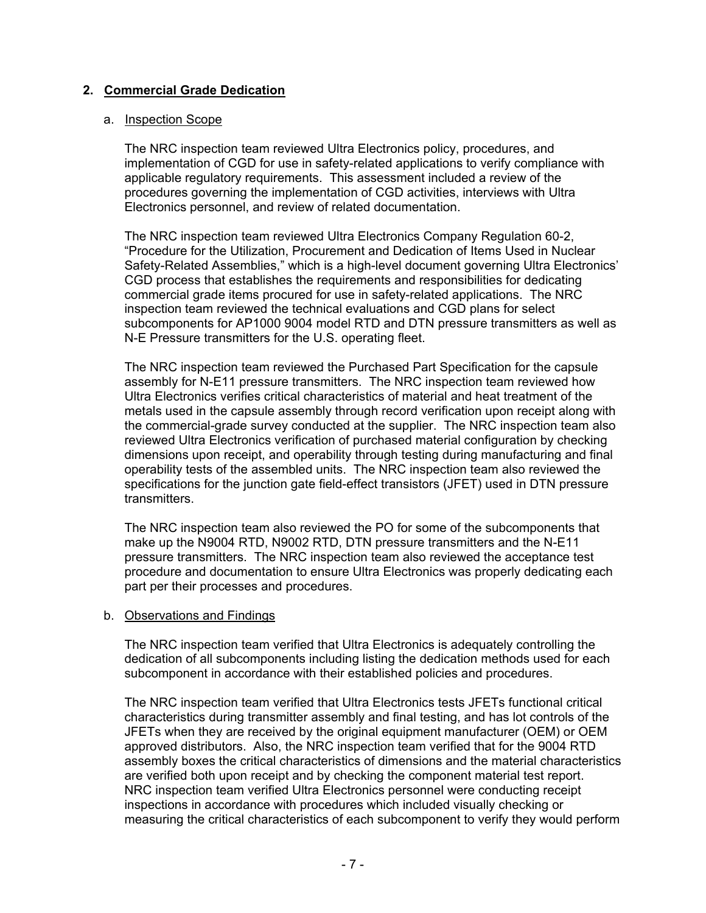## 2. Commercial Grade Dedication

### a. Inspection Scope

The NRC inspection team reviewed Ultra Electronics policy, procedures, and implementation of CGD for use in safety-related applications to verify compliance with applicable regulatory requirements. This assessment included a review of the procedures governing the implementation of CGD activities, interviews with Ultra Electronics personnel, and review of related documentation.

The NRC inspection team reviewed Ultra Electronics Company Regulation 60-2, "Procedure for the Utilization, Procurement and Dedication of Items Used in Nuclear Safety-Related Assemblies," which is a high-level document governing Ultra Electronics' CGD process that establishes the requirements and responsibilities for dedicating commercial grade items procured for use in safety-related applications. The NRC inspection team reviewed the technical evaluations and CGD plans for select subcomponents for AP1000 9004 model RTD and DTN pressure transmitters as well as N-E Pressure transmitters for the U.S. operating fleet.

The NRC inspection team reviewed the Purchased Part Specification for the capsule assembly for N-E11 pressure transmitters. The NRC inspection team reviewed how Ultra Electronics verifies critical characteristics of material and heat treatment of the metals used in the capsule assembly through record verification upon receipt along with the commercial-grade survey conducted at the supplier. The NRC inspection team also reviewed Ultra Electronics verification of purchased material configuration by checking dimensions upon receipt, and operability through testing during manufacturing and final operability tests of the assembled units. The NRC inspection team also reviewed the specifications for the junction gate field-effect transistors (JFET) used in DTN pressure transmitters.

The NRC inspection team also reviewed the PO for some of the subcomponents that make up the N9004 RTD, N9002 RTD, DTN pressure transmitters and the N-E11 pressure transmitters. The NRC inspection team also reviewed the acceptance test procedure and documentation to ensure Ultra Electronics was properly dedicating each part per their processes and procedures.

### b. Observations and Findings

The NRC inspection team verified that Ultra Electronics is adequately controlling the dedication of all subcomponents including listing the dedication methods used for each subcomponent in accordance with their established policies and procedures.

The NRC inspection team verified that Ultra Electronics tests JFETs functional critical characteristics during transmitter assembly and final testing, and has lot controls of the JFETs when they are received by the original equipment manufacturer (OEM) or OEM approved distributors. Also, the NRC inspection team verified that for the 9004 RTD assembly boxes the critical characteristics of dimensions and the material characteristics are verified both upon receipt and by checking the component material test report. NRC inspection team verified Ultra Electronics personnel were conducting receipt inspections in accordance with procedures which included visually checking or measuring the critical characteristics of each subcomponent to verify they would perform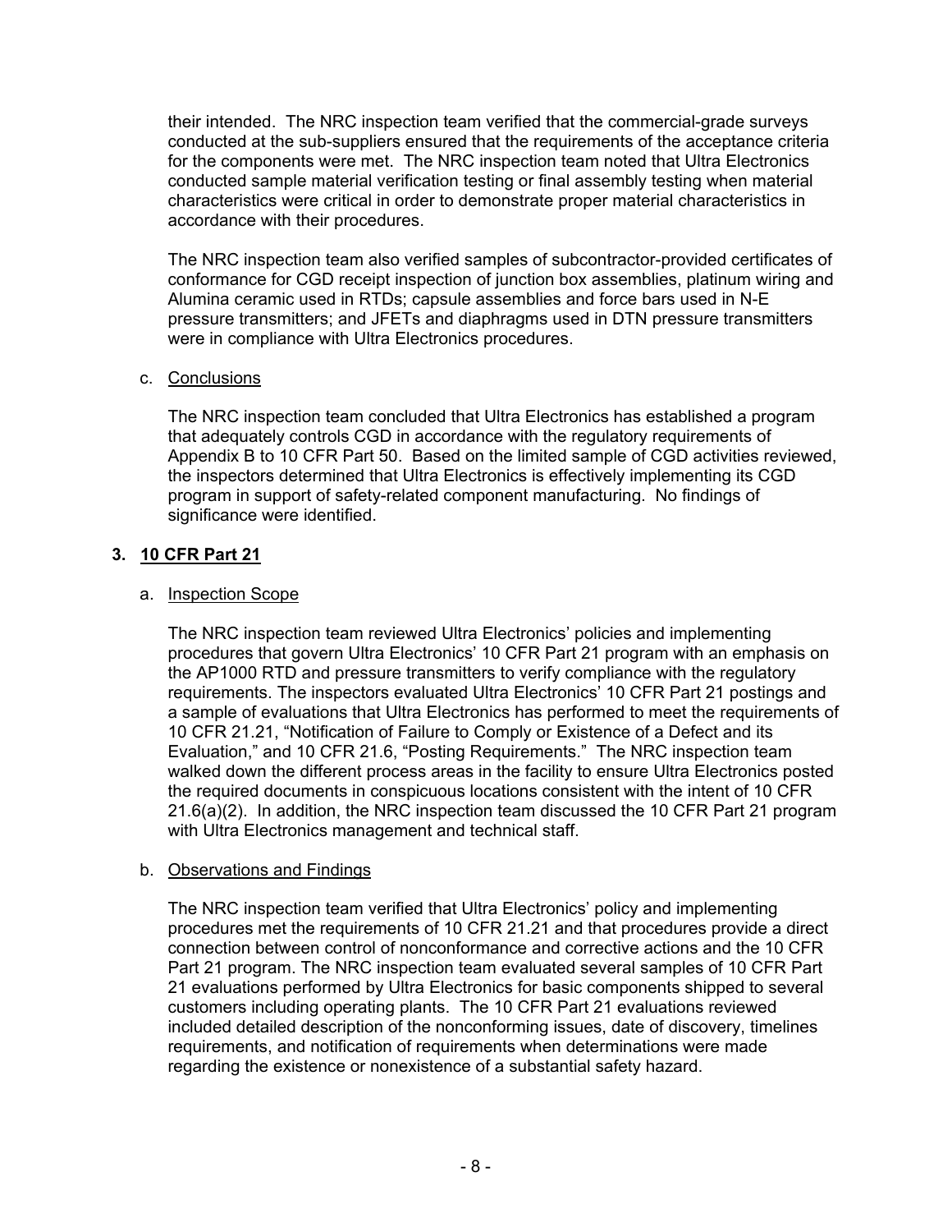their intended. The NRC inspection team verified that the commercial-grade surveys conducted at the sub-suppliers ensured that the requirements of the acceptance criteria for the components were met. The NRC inspection team noted that Ultra Electronics conducted sample material verification testing or final assembly testing when material characteristics were critical in order to demonstrate proper material characteristics in accordance with their procedures.

The NRC inspection team also verified samples of subcontractor-provided certificates of conformance for CGD receipt inspection of junction box assemblies, platinum wiring and Alumina ceramic used in RTDs; capsule assemblies and force bars used in N-E pressure transmitters; and JFETs and diaphragms used in DTN pressure transmitters were in compliance with Ultra Electronics procedures.

c. Conclusions

The NRC inspection team concluded that Ultra Electronics has established a program that adequately controls CGD in accordance with the regulatory requirements of Appendix B to 10 CFR Part 50. Based on the limited sample of CGD activities reviewed, the inspectors determined that Ultra Electronics is effectively implementing its CGD program in support of safety-related component manufacturing. No findings of significance were identified.

## 3. 10 CFR Part 21

a. Inspection Scope

The NRC inspection team reviewed Ultra Electronics' policies and implementing procedures that govern Ultra Electronics' 10 CFR Part 21 program with an emphasis on the AP1000 RTD and pressure transmitters to verify compliance with the regulatory requirements. The inspectors evaluated Ultra Electronics' 10 CFR Part 21 postings and a sample of evaluations that Ultra Electronics has performed to meet the requirements of 10 CFR 21.21, "Notification of Failure to Comply or Existence of a Defect and its Evaluation," and 10 CFR 21.6, "Posting Requirements." The NRC inspection team walked down the different process areas in the facility to ensure Ultra Electronics posted the required documents in conspicuous locations consistent with the intent of 10 CFR 21.6(a)(2). In addition, the NRC inspection team discussed the 10 CFR Part 21 program with Ultra Electronics management and technical staff.

b. Observations and Findings

The NRC inspection team verified that Ultra Electronics' policy and implementing procedures met the requirements of 10 CFR 21.21 and that procedures provide a direct connection between control of nonconformance and corrective actions and the 10 CFR Part 21 program. The NRC inspection team evaluated several samples of 10 CFR Part 21 evaluations performed by Ultra Electronics for basic components shipped to several customers including operating plants. The 10 CFR Part 21 evaluations reviewed included detailed description of the nonconforming issues, date of discovery, timelines requirements, and notification of requirements when determinations were made regarding the existence or nonexistence of a substantial safety hazard.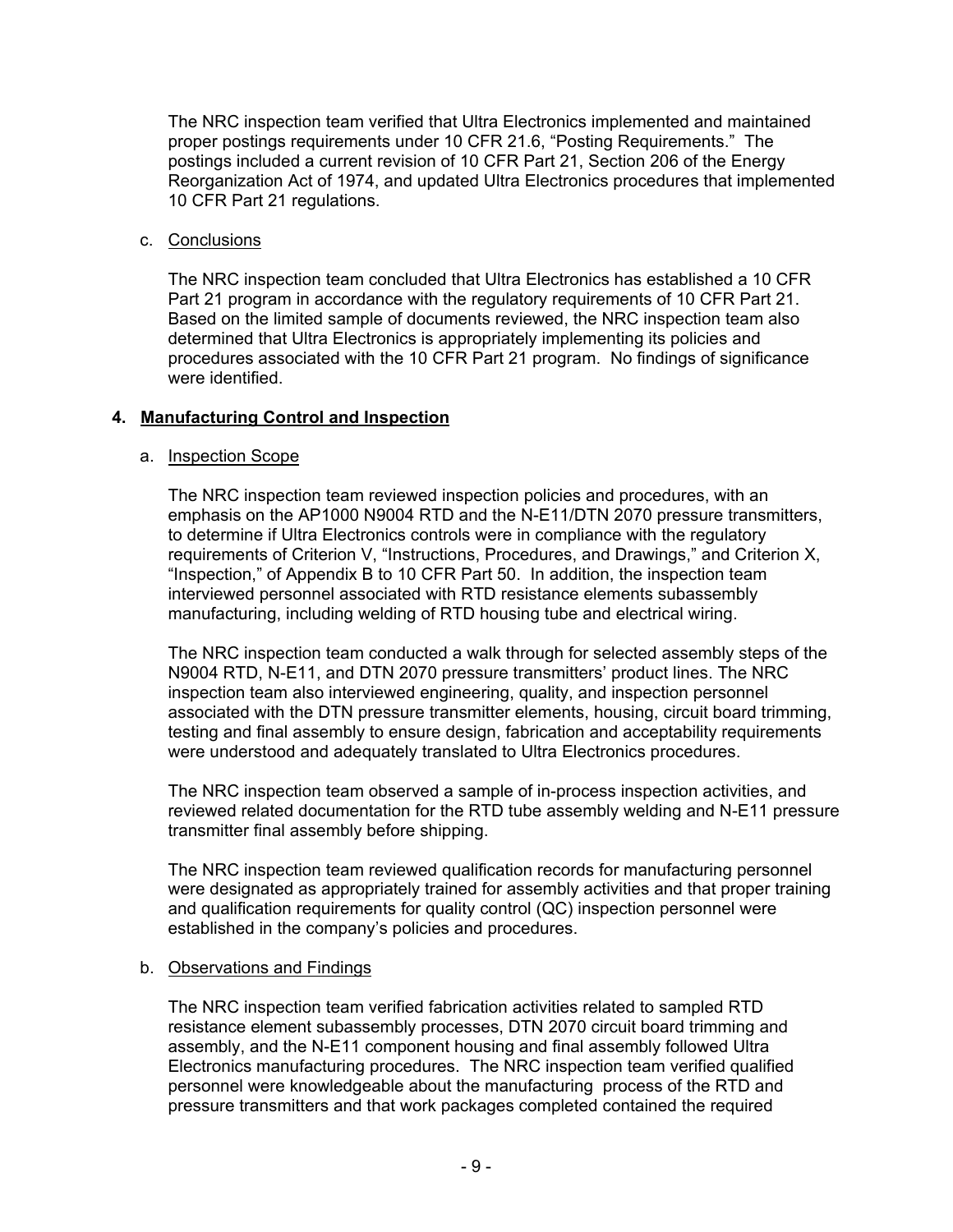The NRC inspection team verified that Ultra Electronics implemented and maintained proper postings requirements under 10 CFR 21.6, "Posting Requirements." The postings included a current revision of 10 CFR Part 21, Section 206 of the Energy Reorganization Act of 1974, and updated Ultra Electronics procedures that implemented 10 CFR Part 21 regulations.

c. Conclusions

The NRC inspection team concluded that Ultra Electronics has established a 10 CFR Part 21 program in accordance with the regulatory requirements of 10 CFR Part 21. Based on the limited sample of documents reviewed, the NRC inspection team also determined that Ultra Electronics is appropriately implementing its policies and procedures associated with the 10 CFR Part 21 program. No findings of significance were identified.

## 4. Manufacturing Control and Inspection

a. Inspection Scope

The NRC inspection team reviewed inspection policies and procedures, with an emphasis on the AP1000 N9004 RTD and the N-E11/DTN 2070 pressure transmitters, to determine if Ultra Electronics controls were in compliance with the regulatory requirements of Criterion V, "Instructions, Procedures, and Drawings," and Criterion X, "Inspection," of Appendix B to 10 CFR Part 50. In addition, the inspection team interviewed personnel associated with RTD resistance elements subassembly manufacturing, including welding of RTD housing tube and electrical wiring.

The NRC inspection team conducted a walk through for selected assembly steps of the N9004 RTD, N-E11, and DTN 2070 pressure transmitters' product lines. The NRC inspection team also interviewed engineering, quality, and inspection personnel associated with the DTN pressure transmitter elements, housing, circuit board trimming, testing and final assembly to ensure design, fabrication and acceptability requirements were understood and adequately translated to Ultra Electronics procedures.

The NRC inspection team observed a sample of in-process inspection activities, and reviewed related documentation for the RTD tube assembly welding and N-E11 pressure transmitter final assembly before shipping.

The NRC inspection team reviewed qualification records for manufacturing personnel were designated as appropriately trained for assembly activities and that proper training and qualification requirements for quality control (QC) inspection personnel were established in the company's policies and procedures.

b. Observations and Findings

The NRC inspection team verified fabrication activities related to sampled RTD resistance element subassembly processes, DTN 2070 circuit board trimming and assembly, and the N-E11 component housing and final assembly followed Ultra Electronics manufacturing procedures. The NRC inspection team verified qualified personnel were knowledgeable about the manufacturing process of the RTD and pressure transmitters and that work packages completed contained the required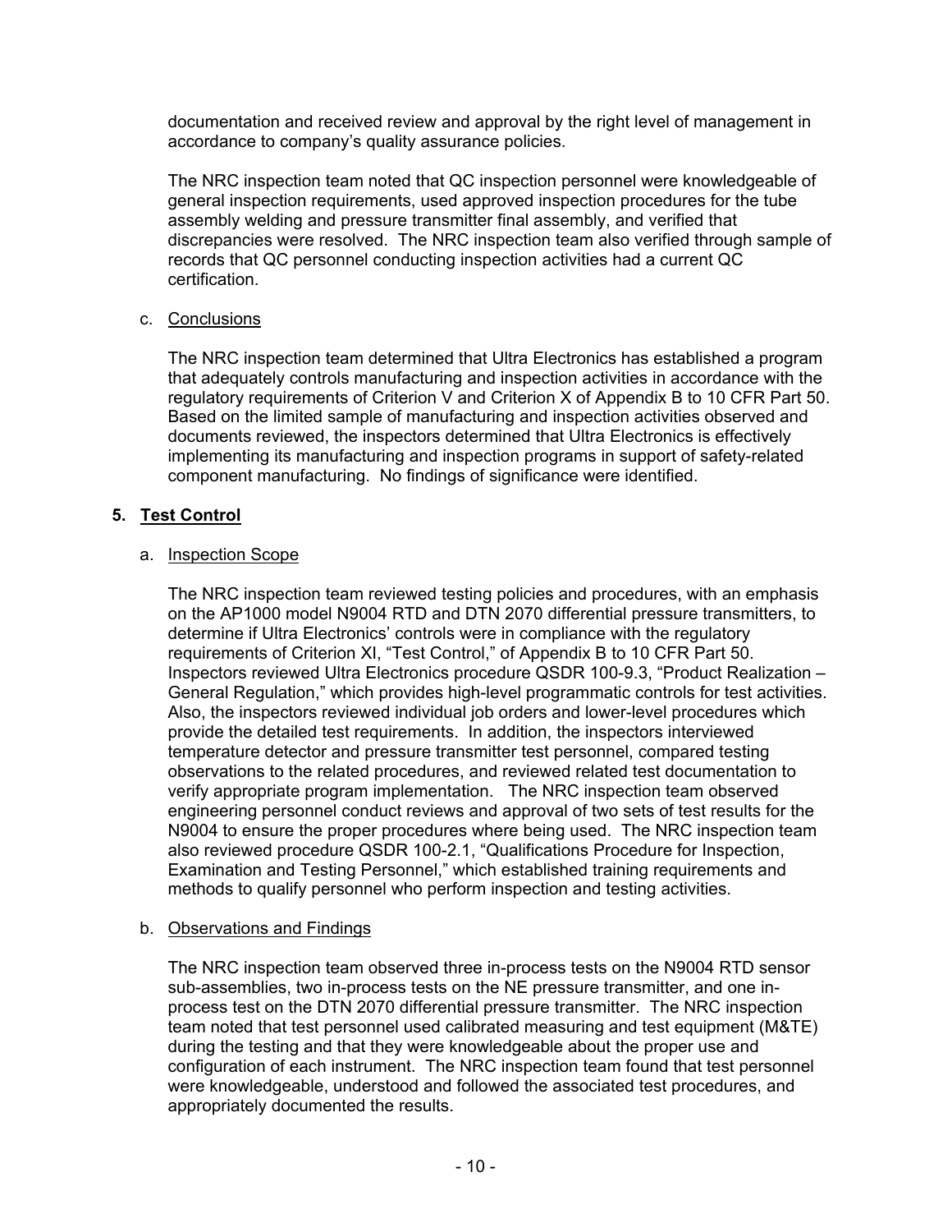documentation and received review and approval by the right level of management in accordance to company's quality assurance policies.

The NRC inspection team noted that QC inspection personnel were knowledgeable of general inspection requirements, used approved inspection procedures for the tube assembly welding and pressure transmitter final assembly, and verified that discrepancies were resolved. The NRC inspection team also verified through sample of records that QC personnel conducting inspection activities had a current QC certification.

c. Conclusions

The NRC inspection team determined that Ultra Electronics has established a program that adequately controls manufacturing and inspection activities in accordance with the regulatory requirements of Criterion V and Criterion X of Appendix B to 10 CFR Part 50. Based on the limited sample of manufacturing and inspection activities observed and documents reviewed, the inspectors determined that Ultra Electronics is effectively implementing its manufacturing and inspection programs in support of safety-related component manufacturing. No findings of significance were identified.

## 5. Test Control

a. Inspection Scope

The NRC inspection team reviewed testing policies and procedures, with an emphasis on the AP1000 model N9004 RTD and DTN 2070 differential pressure transmitters, to determine if Ultra Electronics' controls were in compliance with the regulatory requirements of Criterion XI, "Test Control," of Appendix B to 10 CFR Part 50. Inspectors reviewed Ultra Electronics procedure QSDR 100-9.3, "Product Realization – General Regulation," which provides high-level programmatic controls for test activities. Also, the inspectors reviewed individual job orders and lower-level procedures which provide the detailed test requirements. In addition, the inspectors interviewed temperature detector and pressure transmitter test personnel, compared testing observations to the related procedures, and reviewed related test documentation to verify appropriate program implementation. The NRC inspection team observed engineering personnel conduct reviews and approval of two sets of test results for the N9004 to ensure the proper procedures where being used. The NRC inspection team also reviewed procedure QSDR 100-2.1, "Qualifications Procedure for Inspection, Examination and Testing Personnel," which established training requirements and methods to qualify personnel who perform inspection and testing activities.

b. Observations and Findings

The NRC inspection team observed three in-process tests on the N9004 RTD sensor sub-assemblies, two in-process tests on the NE pressure transmitter, and one in-process test on the DTN 2070 differential pressure transmitter. The NRC inspection team noted that test personnel used calibrated measuring and test equipment (M&TE) during the testing and that they were knowledgeable about the proper use and configuration of each instrument. The NRC inspection team found that test personnel were knowledgeable, understood and followed the associated test procedures, and appropriately documented the results.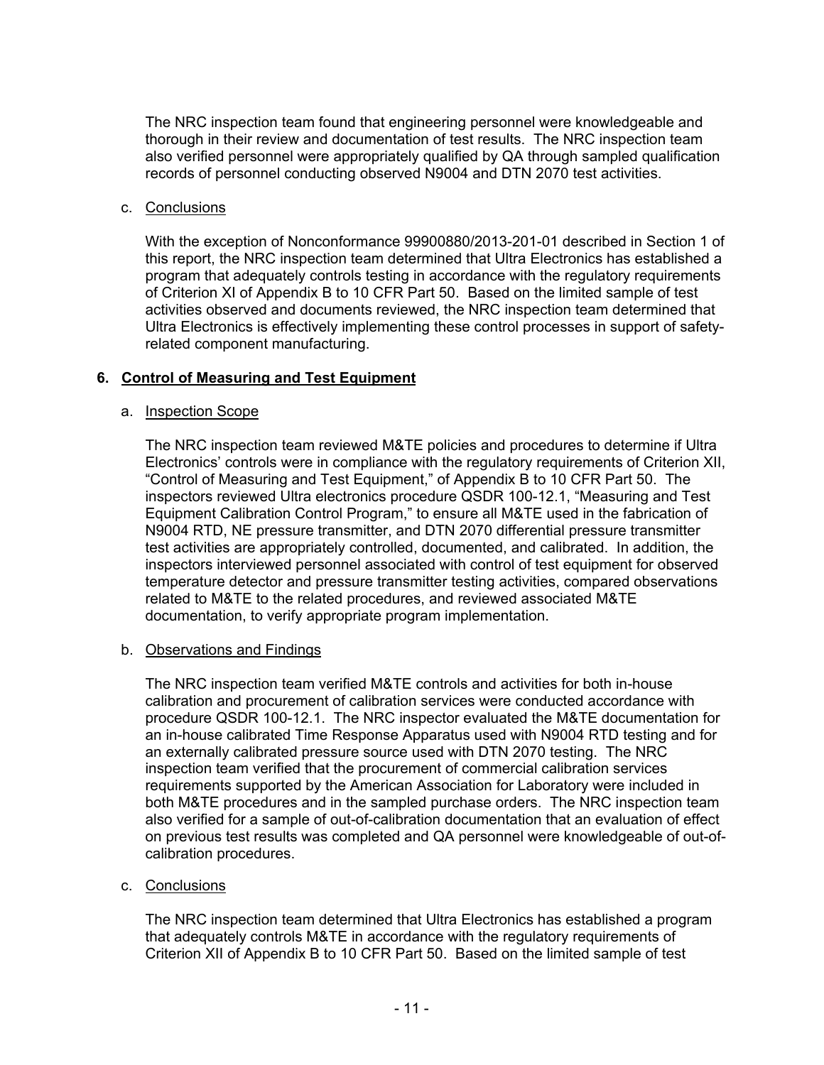The NRC inspection team found that engineering personnel were knowledgeable and thorough in their review and documentation of test results. The NRC inspection team also verified personnel were appropriately qualified by QA through sampled qualification records of personnel conducting observed N9004 and DTN 2070 test activities.

c. Conclusions

With the exception of Nonconformance 99900880/2013-201-01 described in Section 1 of this report, the NRC inspection team determined that Ultra Electronics has established a program that adequately controls testing in accordance with the regulatory requirements of Criterion XI of Appendix B to 10 CFR Part 50. Based on the limited sample of test activities observed and documents reviewed, the NRC inspection team determined that Ultra Electronics is effectively implementing these control processes in support of safety-related component manufacturing.

## 6. Control of Measuring and Test Equipment

a. Inspection Scope

The NRC inspection team reviewed M&TE policies and procedures to determine if Ultra Electronics' controls were in compliance with the regulatory requirements of Criterion XII, "Control of Measuring and Test Equipment," of Appendix B to 10 CFR Part 50. The inspectors reviewed Ultra electronics procedure QSDR 100-12.1, "Measuring and Test Equipment Calibration Control Program," to ensure all M&TE used in the fabrication of N9004 RTD, NE pressure transmitter, and DTN 2070 differential pressure transmitter test activities are appropriately controlled, documented, and calibrated. In addition, the inspectors interviewed personnel associated with control of test equipment for observed temperature detector and pressure transmitter testing activities, compared observations related to M&TE to the related procedures, and reviewed associated M&TE documentation, to verify appropriate program implementation.

b. Observations and Findings

The NRC inspection team verified M&TE controls and activities for both in-house calibration and procurement of calibration services were conducted accordance with procedure QSDR 100-12.1. The NRC inspector evaluated the M&TE documentation for an in-house calibrated Time Response Apparatus used with N9004 RTD testing and for an externally calibrated pressure source used with DTN 2070 testing. The NRC inspection team verified that the procurement of commercial calibration services requirements supported by the American Association for Laboratory were included in both M&TE procedures and in the sampled purchase orders. The NRC inspection team also verified for a sample of out-of-calibration documentation that an evaluation of effect on previous test results was completed and QA personnel were knowledgeable of out-of-calibration procedures.

c. Conclusions

The NRC inspection team determined that Ultra Electronics has established a program that adequately controls M&TE in accordance with the regulatory requirements of Criterion XII of Appendix B to 10 CFR Part 50. Based on the limited sample of test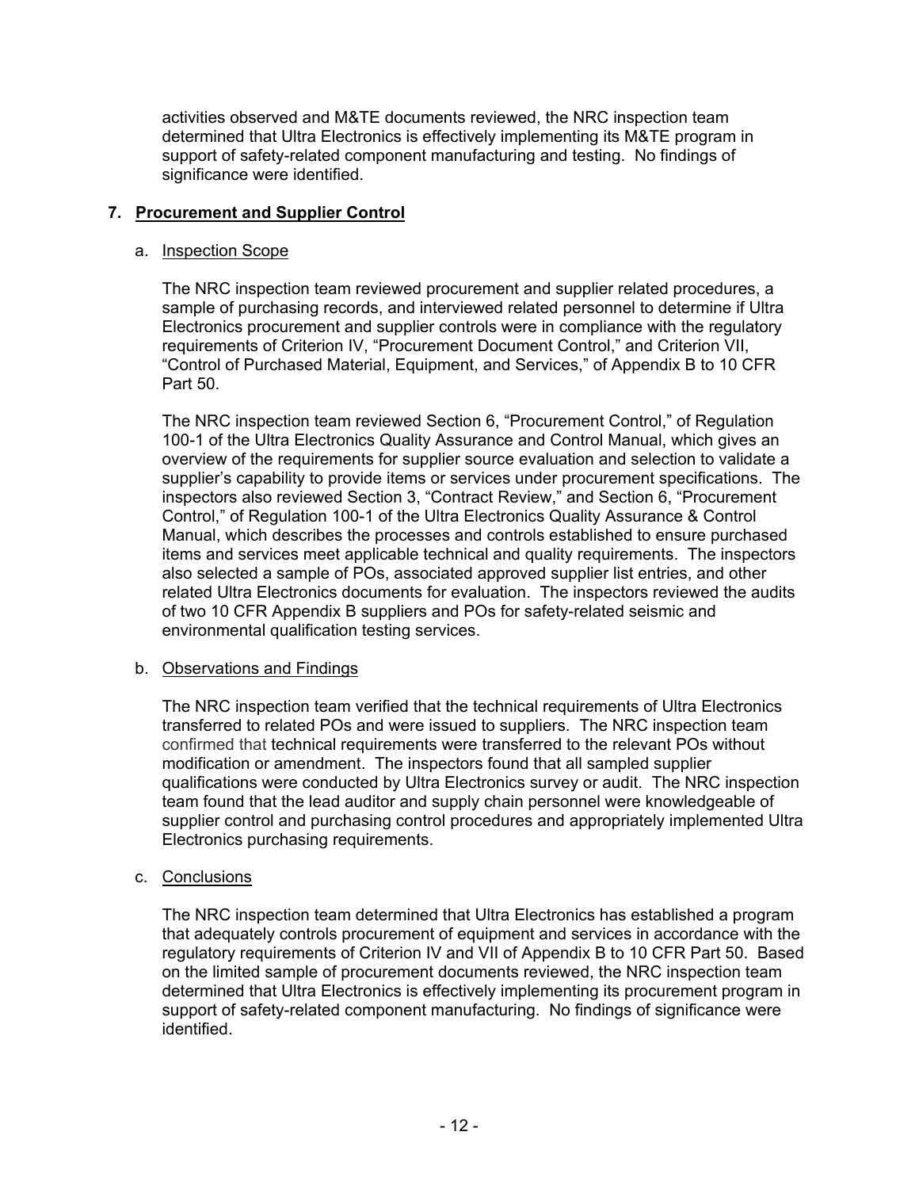activities observed and M&TE documents reviewed, the NRC inspection team determined that Ultra Electronics is effectively implementing its M&TE program in support of safety-related component manufacturing and testing. No findings of significance were identified.

## 7. **Procurement and Supplier Control**

a. Inspection Scope

The NRC inspection team reviewed procurement and supplier related procedures, a sample of purchasing records, and interviewed related personnel to determine if Ultra Electronics procurement and supplier controls were in compliance with the regulatory requirements of Criterion IV, "Procurement Document Control," and Criterion VII, "Control of Purchased Material, Equipment, and Services," of Appendix B to 10 CFR Part 50.

The NRC inspection team reviewed Section 6, "Procurement Control," of Regulation 100-1 of the Ultra Electronics Quality Assurance and Control Manual, which gives an overview of the requirements for supplier source evaluation and selection to validate a supplier's capability to provide items or services under procurement specifications. The inspectors also reviewed Section 3, "Contract Review," and Section 6, "Procurement Control," of Regulation 100-1 of the Ultra Electronics Quality Assurance & Control Manual, which describes the processes and controls established to ensure purchased items and services meet applicable technical and quality requirements. The inspectors also selected a sample of POs, associated approved supplier list entries, and other related Ultra Electronics documents for evaluation. The inspectors reviewed the audits of two 10 CFR Appendix B suppliers and POs for safety-related seismic and environmental qualification testing services.

b. Observations and Findings

The NRC inspection team verified that the technical requirements of Ultra Electronics transferred to related POs and were issued to suppliers. The NRC inspection team confirmed that technical requirements were transferred to the relevant POs without modification or amendment. The inspectors found that all sampled supplier qualifications were conducted by Ultra Electronics survey or audit. The NRC inspection team found that the lead auditor and supply chain personnel were knowledgeable of supplier control and purchasing control procedures and appropriately implemented Ultra Electronics purchasing requirements.

c. Conclusions

The NRC inspection team determined that Ultra Electronics has established a program that adequately controls procurement of equipment and services in accordance with the regulatory requirements of Criterion IV and VII of Appendix B to 10 CFR Part 50. Based on the limited sample of procurement documents reviewed, the NRC inspection team determined that Ultra Electronics is effectively implementing its procurement program in support of safety-related component manufacturing. No findings of significance were identified.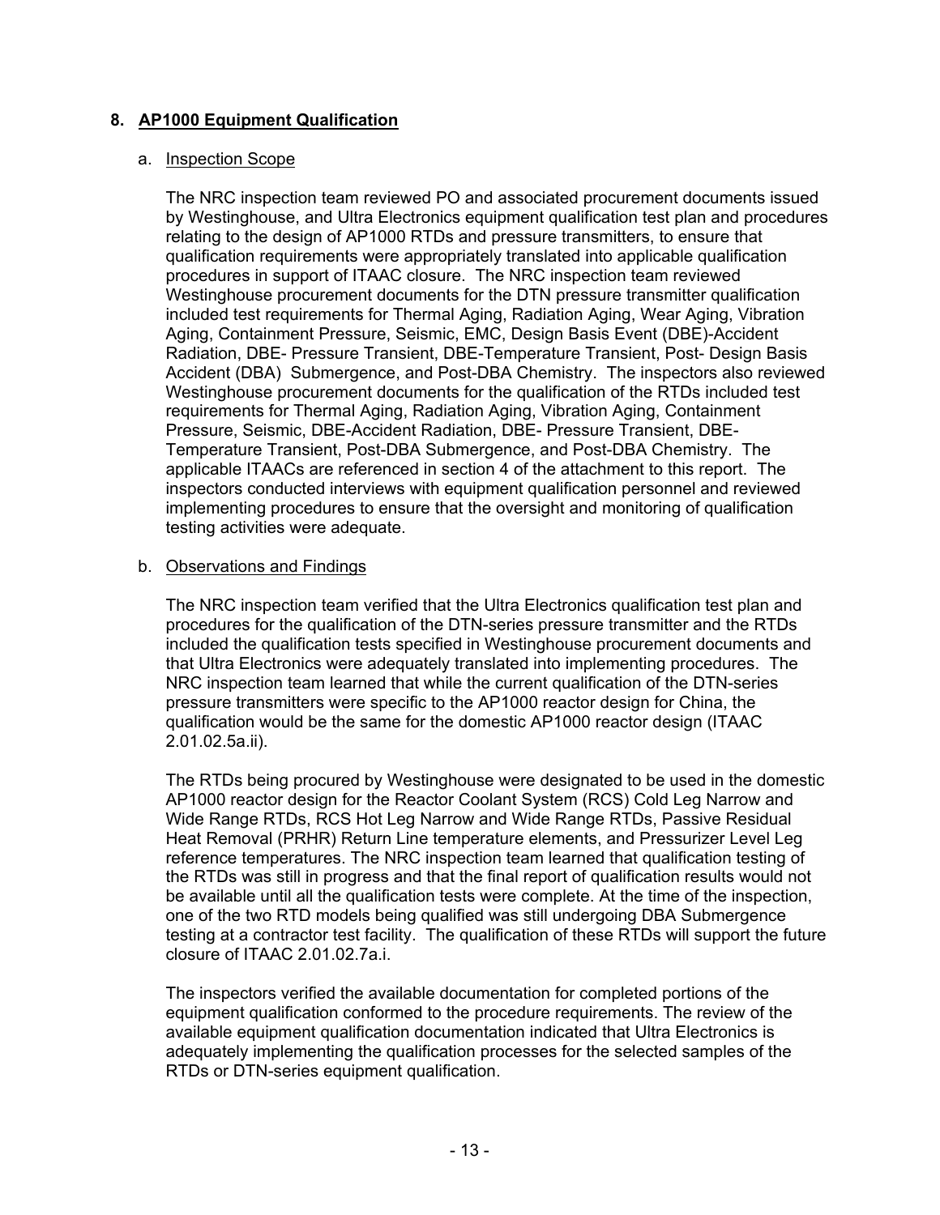## 8. AP1000 Equipment Qualification

### a. Inspection Scope

The NRC inspection team reviewed PO and associated procurement documents issued by Westinghouse, and Ultra Electronics equipment qualification test plan and procedures relating to the design of AP1000 RTDs and pressure transmitters, to ensure that qualification requirements were appropriately translated into applicable qualification procedures in support of ITAAC closure. The NRC inspection team reviewed Westinghouse procurement documents for the DTN pressure transmitter qualification included test requirements for Thermal Aging, Radiation Aging, Wear Aging, Vibration Aging, Containment Pressure, Seismic, EMC, Design Basis Event (DBE)-Accident Radiation, DBE- Pressure Transient, DBE-Temperature Transient, Post- Design Basis Accident (DBA) Submergence, and Post-DBA Chemistry. The inspectors also reviewed Westinghouse procurement documents for the qualification of the RTDs included test requirements for Thermal Aging, Radiation Aging, Vibration Aging, Containment Pressure, Seismic, DBE-Accident Radiation, DBE- Pressure Transient, DBE-Temperature Transient, Post-DBA Submergence, and Post-DBA Chemistry. The applicable ITAACs are referenced in section 4 of the attachment to this report. The inspectors conducted interviews with equipment qualification personnel and reviewed implementing procedures to ensure that the oversight and monitoring of qualification testing activities were adequate.

### b. Observations and Findings

The NRC inspection team verified that the Ultra Electronics qualification test plan and procedures for the qualification of the DTN-series pressure transmitter and the RTDs included the qualification tests specified in Westinghouse procurement documents and that Ultra Electronics were adequately translated into implementing procedures. The NRC inspection team learned that while the current qualification of the DTN-series pressure transmitters were specific to the AP1000 reactor design for China, the qualification would be the same for the domestic AP1000 reactor design (ITAAC 2.01.02.5a.ii).

The RTDs being procured by Westinghouse were designated to be used in the domestic AP1000 reactor design for the Reactor Coolant System (RCS) Cold Leg Narrow and Wide Range RTDs, RCS Hot Leg Narrow and Wide Range RTDs, Passive Residual Heat Removal (PRHR) Return Line temperature elements, and Pressurizer Level Leg reference temperatures. The NRC inspection team learned that qualification testing of the RTDs was still in progress and that the final report of qualification results would not be available until all the qualification tests were complete. At the time of the inspection, one of the two RTD models being qualified was still undergoing DBA Submergence testing at a contractor test facility. The qualification of these RTDs will support the future closure of ITAAC 2.01.02.7a.i.

The inspectors verified the available documentation for completed portions of the equipment qualification conformed to the procedure requirements. The review of the available equipment qualification documentation indicated that Ultra Electronics is adequately implementing the qualification processes for the selected samples of the RTDs or DTN-series equipment qualification.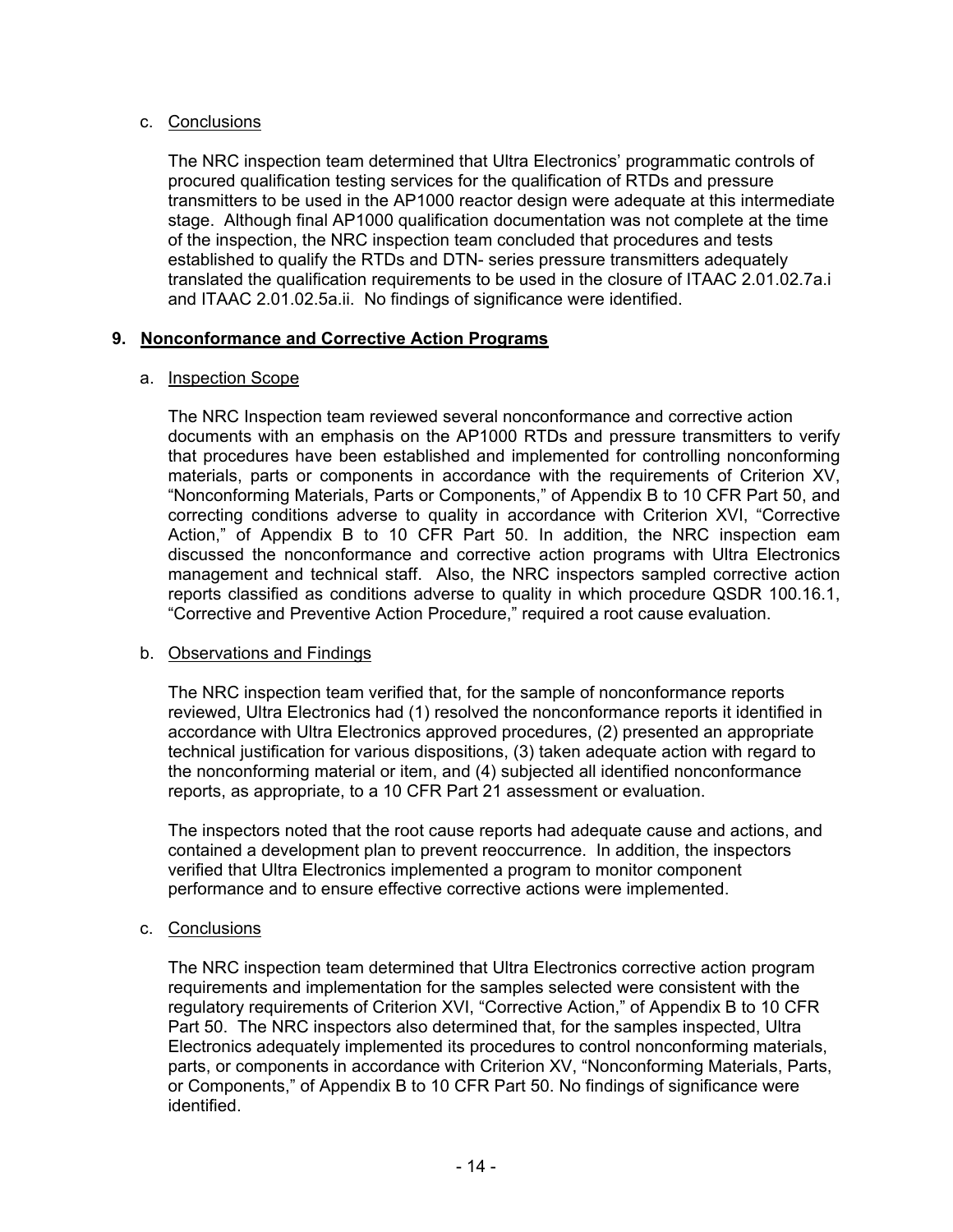c. Conclusions

The NRC inspection team determined that Ultra Electronics' programmatic controls of procured qualification testing services for the qualification of RTDs and pressure transmitters to be used in the AP1000 reactor design were adequate at this intermediate stage. Although final AP1000 qualification documentation was not complete at the time of the inspection, the NRC inspection team concluded that procedures and tests established to qualify the RTDs and DTN- series pressure transmitters adequately translated the qualification requirements to be used in the closure of ITAAC 2.01.02.7a.i and ITAAC 2.01.02.5a.ii. No findings of significance were identified.

## 9. Nonconformance and Corrective Action Programs

a. Inspection Scope

The NRC Inspection team reviewed several nonconformance and corrective action documents with an emphasis on the AP1000 RTDs and pressure transmitters to verify that procedures have been established and implemented for controlling nonconforming materials, parts or components in accordance with the requirements of Criterion XV, "Nonconforming Materials, Parts or Components," of Appendix B to 10 CFR Part 50, and correcting conditions adverse to quality in accordance with Criterion XVI, "Corrective Action," of Appendix B to 10 CFR Part 50. In addition, the NRC inspection eam discussed the nonconformance and corrective action programs with Ultra Electronics management and technical staff. Also, the NRC inspectors sampled corrective action reports classified as conditions adverse to quality in which procedure QSDR 100.16.1, "Corrective and Preventive Action Procedure," required a root cause evaluation.

b. Observations and Findings

The NRC inspection team verified that, for the sample of nonconformance reports reviewed, Ultra Electronics had (1) resolved the nonconformance reports it identified in accordance with Ultra Electronics approved procedures, (2) presented an appropriate technical justification for various dispositions, (3) taken adequate action with regard to the nonconforming material or item, and (4) subjected all identified nonconformance reports, as appropriate, to a 10 CFR Part 21 assessment or evaluation.

The inspectors noted that the root cause reports had adequate cause and actions, and contained a development plan to prevent reoccurrence. In addition, the inspectors verified that Ultra Electronics implemented a program to monitor component performance and to ensure effective corrective actions were implemented.

c. Conclusions

The NRC inspection team determined that Ultra Electronics corrective action program requirements and implementation for the samples selected were consistent with the regulatory requirements of Criterion XVI, "Corrective Action," of Appendix B to 10 CFR Part 50. The NRC inspectors also determined that, for the samples inspected, Ultra Electronics adequately implemented its procedures to control nonconforming materials, parts, or components in accordance with Criterion XV, "Nonconforming Materials, Parts, or Components," of Appendix B to 10 CFR Part 50. No findings of significance were identified.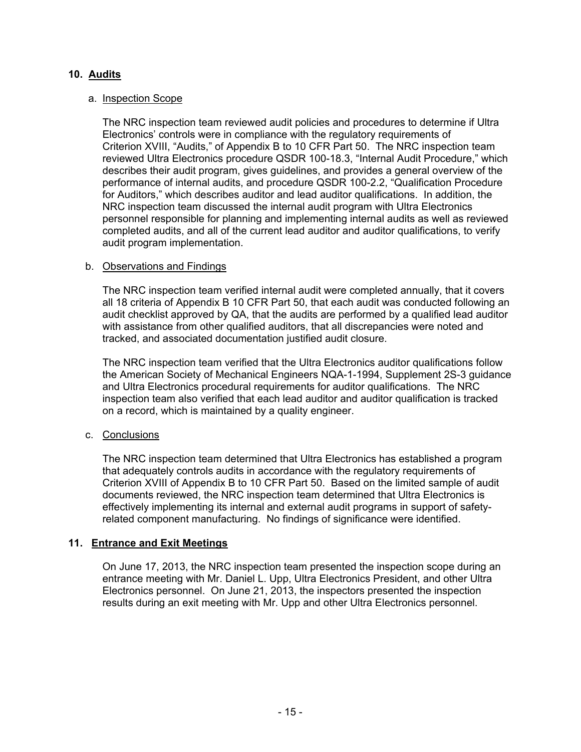## 10. Audits

a. Inspection Scope

The NRC inspection team reviewed audit policies and procedures to determine if Ultra Electronics' controls were in compliance with the regulatory requirements of Criterion XVIII, "Audits," of Appendix B to 10 CFR Part 50. The NRC inspection team reviewed Ultra Electronics procedure QSDR 100-18.3, "Internal Audit Procedure," which describes their audit program, gives guidelines, and provides a general overview of the performance of internal audits, and procedure QSDR 100-2.2, "Qualification Procedure for Auditors," which describes auditor and lead auditor qualifications. In addition, the NRC inspection team discussed the internal audit program with Ultra Electronics personnel responsible for planning and implementing internal audits as well as reviewed completed audits, and all of the current lead auditor and auditor qualifications, to verify audit program implementation.

b. Observations and Findings

The NRC inspection team verified internal audit were completed annually, that it covers all 18 criteria of Appendix B 10 CFR Part 50, that each audit was conducted following an audit checklist approved by QA, that the audits are performed by a qualified lead auditor with assistance from other qualified auditors, that all discrepancies were noted and tracked, and associated documentation justified audit closure.

The NRC inspection team verified that the Ultra Electronics auditor qualifications follow the American Society of Mechanical Engineers NQA-1-1994, Supplement 2S-3 guidance and Ultra Electronics procedural requirements for auditor qualifications. The NRC inspection team also verified that each lead auditor and auditor qualification is tracked on a record, which is maintained by a quality engineer.

c. Conclusions

The NRC inspection team determined that Ultra Electronics has established a program that adequately controls audits in accordance with the regulatory requirements of Criterion XVIII of Appendix B to 10 CFR Part 50. Based on the limited sample of audit documents reviewed, the NRC inspection team determined that Ultra Electronics is effectively implementing its internal and external audit programs in support of safety-related component manufacturing. No findings of significance were identified.

## 11. Entrance and Exit Meetings

On June 17, 2013, the NRC inspection team presented the inspection scope during an entrance meeting with Mr. Daniel L. Upp, Ultra Electronics President, and other Ultra Electronics personnel. On June 21, 2013, the inspectors presented the inspection results during an exit meeting with Mr. Upp and other Ultra Electronics personnel.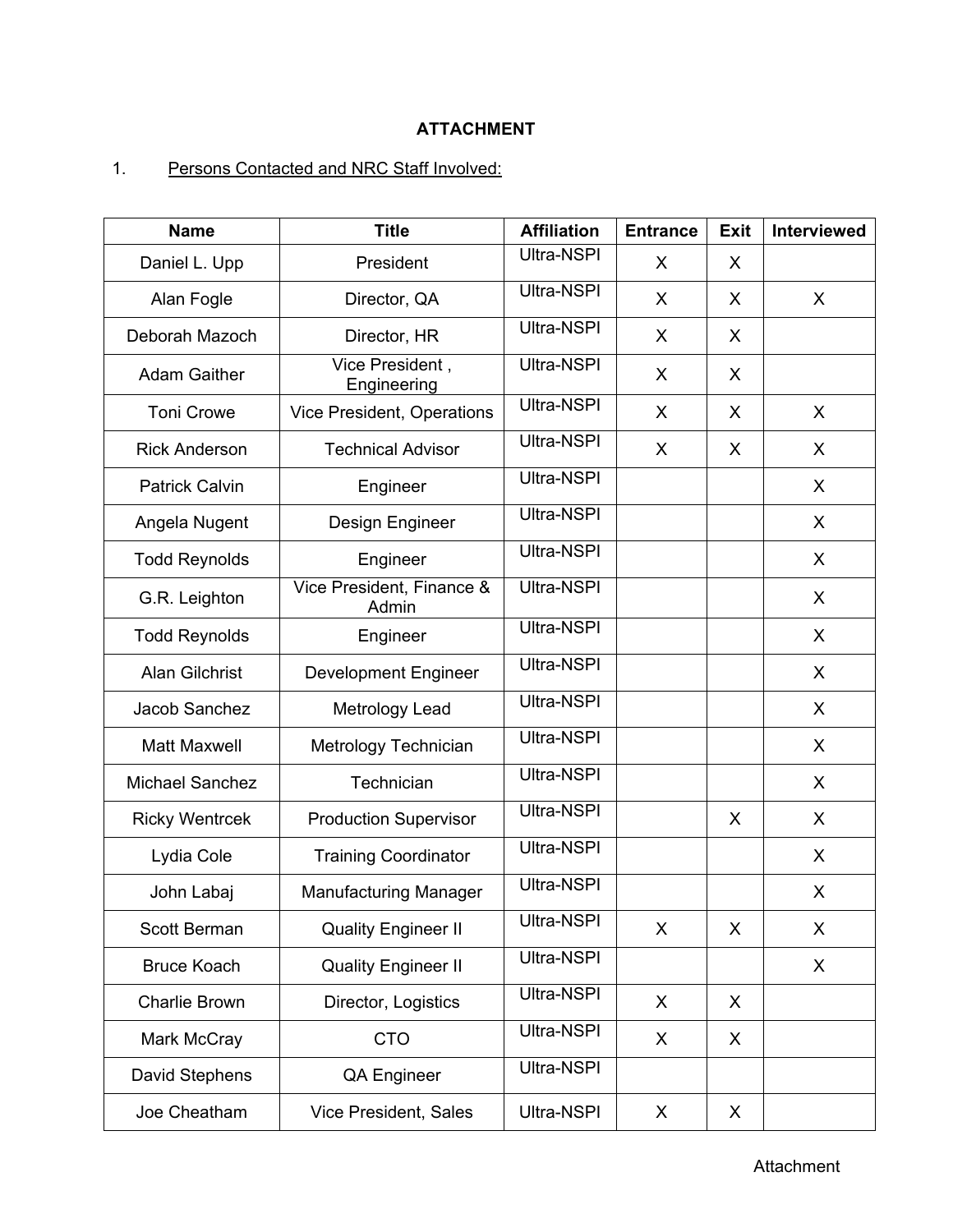**ATTACHMENT**

1. Persons Contacted and NRC Staff Involved:

| Name | Title | Affiliation | Entrance | Exit | Interviewed |
|---|---|---|---|---|---|
| Daniel L. Upp | President | Ultra-NSPI | X | X | |
| Alan Fogle | Director, QA | Ultra-NSPI | X | X | X |
| Deborah Mazoch | Director, HR | Ultra-NSPI | X | X | |
| Adam Gaither | Vice President , Engineering | Ultra-NSPI | X | X | |
| Toni Crowe | Vice President, Operations | Ultra-NSPI | X | X | X |
| Rick Anderson | Technical Advisor | Ultra-NSPI | X | X | X |
| Patrick Calvin | Engineer | Ultra-NSPI | | | X |
| Angela Nugent | Design Engineer | Ultra-NSPI | | | X |
| Todd Reynolds | Engineer | Ultra-NSPI | | | X |
| G.R. Leighton | Vice President, Finance & Admin | Ultra-NSPI | | | X |
| Todd Reynolds | Engineer | Ultra-NSPI | | | X |
| Alan Gilchrist | Development Engineer | Ultra-NSPI | | | X |
| Jacob Sanchez | Metrology Lead | Ultra-NSPI | | | X |
| Matt Maxwell | Metrology Technician | Ultra-NSPI | | | X |
| Michael Sanchez | Technician | Ultra-NSPI | | | X |
| Ricky Wentrcek | Production Supervisor | Ultra-NSPI | | X | X |
| Lydia Cole | Training Coordinator | Ultra-NSPI | | | X |
| John Labaj | Manufacturing Manager | Ultra-NSPI | | | X |
| Scott Berman | Quality Engineer II | Ultra-NSPI | X | X | X |
| Bruce Koach | Quality Engineer II | Ultra-NSPI | | | X |
| Charlie Brown | Director, Logistics | Ultra-NSPI | X | X | |
| Mark McCray | CTO | Ultra-NSPI | X | X | |
| David Stephens | QA Engineer | Ultra-NSPI | | | |
| Joe Cheatham | Vice President, Sales | Ultra-NSPI | X | X | |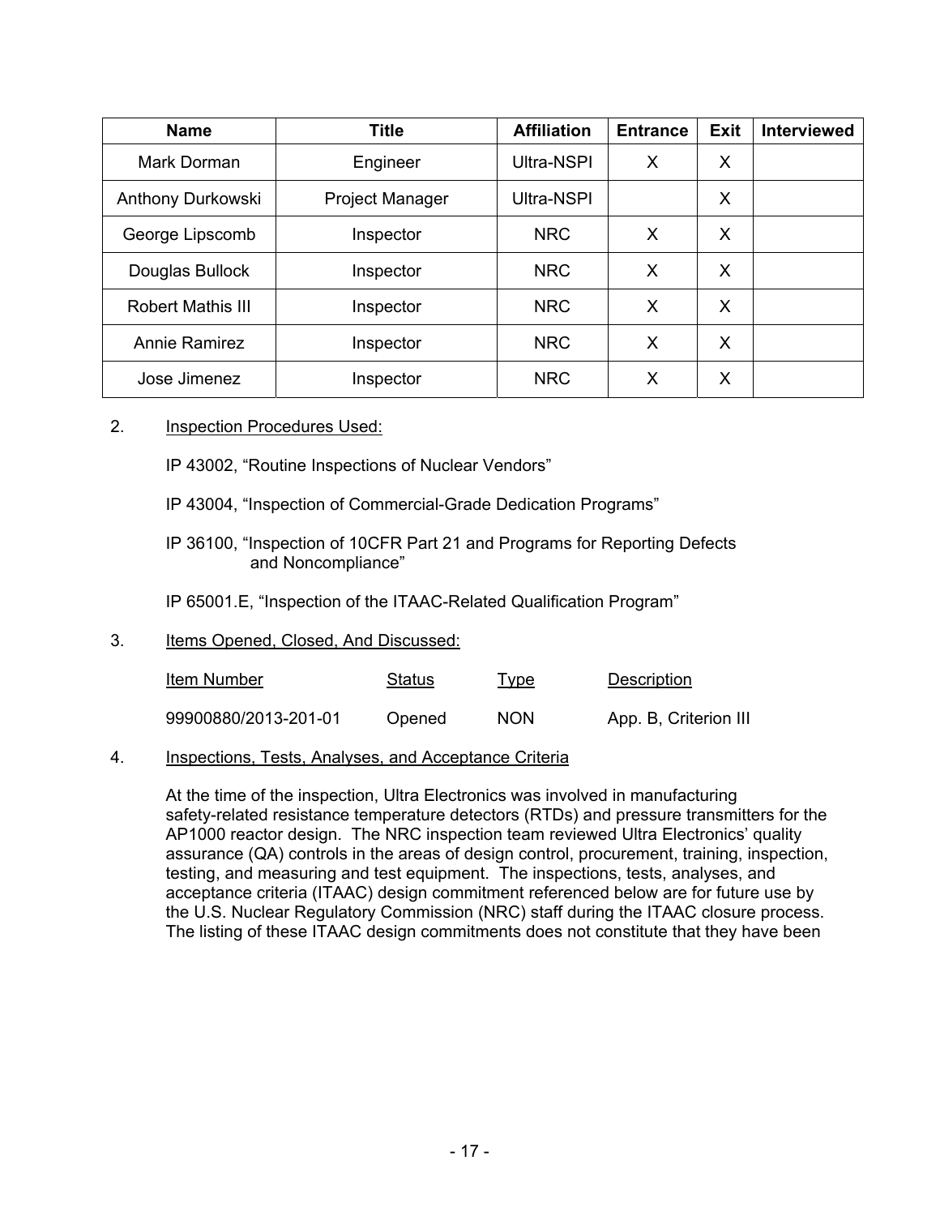| Name | Title | Affiliation | Entrance | Exit | Interviewed |
|---|---|---|---|---|---|
| Mark Dorman | Engineer | Ultra-NSPI | X | X | |
| Anthony Durkowski | Project Manager | Ultra-NSPI | | X | |
| George Lipscomb | Inspector | NRC | X | X | |
| Douglas Bullock | Inspector | NRC | X | X | |
| Robert Mathis III | Inspector | NRC | X | X | |
| Annie Ramirez | Inspector | NRC | X | X | |
| Jose Jimenez | Inspector | NRC | X | X | |

2. Inspection Procedures Used:

   IP 43002, "Routine Inspections of Nuclear Vendors"

   IP 43004, "Inspection of Commercial-Grade Dedication Programs"

   IP 36100, "Inspection of 10CFR Part 21 and Programs for Reporting Defects and Noncompliance"

   IP 65001.E, "Inspection of the ITAAC-Related Qualification Program"

3. Items Opened, Closed, And Discussed:

| Item Number | Status | Type | Description |
|---|---|---|---|
| 99900880/2013-201-01 | Opened | NON | App. B, Criterion III |

4. Inspections, Tests, Analyses, and Acceptance Criteria

   At the time of the inspection, Ultra Electronics was involved in manufacturing safety-related resistance temperature detectors (RTDs) and pressure transmitters for the AP1000 reactor design. The NRC inspection team reviewed Ultra Electronics' quality assurance (QA) controls in the areas of design control, procurement, training, inspection, testing, and measuring and test equipment. The inspections, tests, analyses, and acceptance criteria (ITAAC) design commitment referenced below are for future use by the U.S. Nuclear Regulatory Commission (NRC) staff during the ITAAC closure process. The listing of these ITAAC design commitments does not constitute that they have been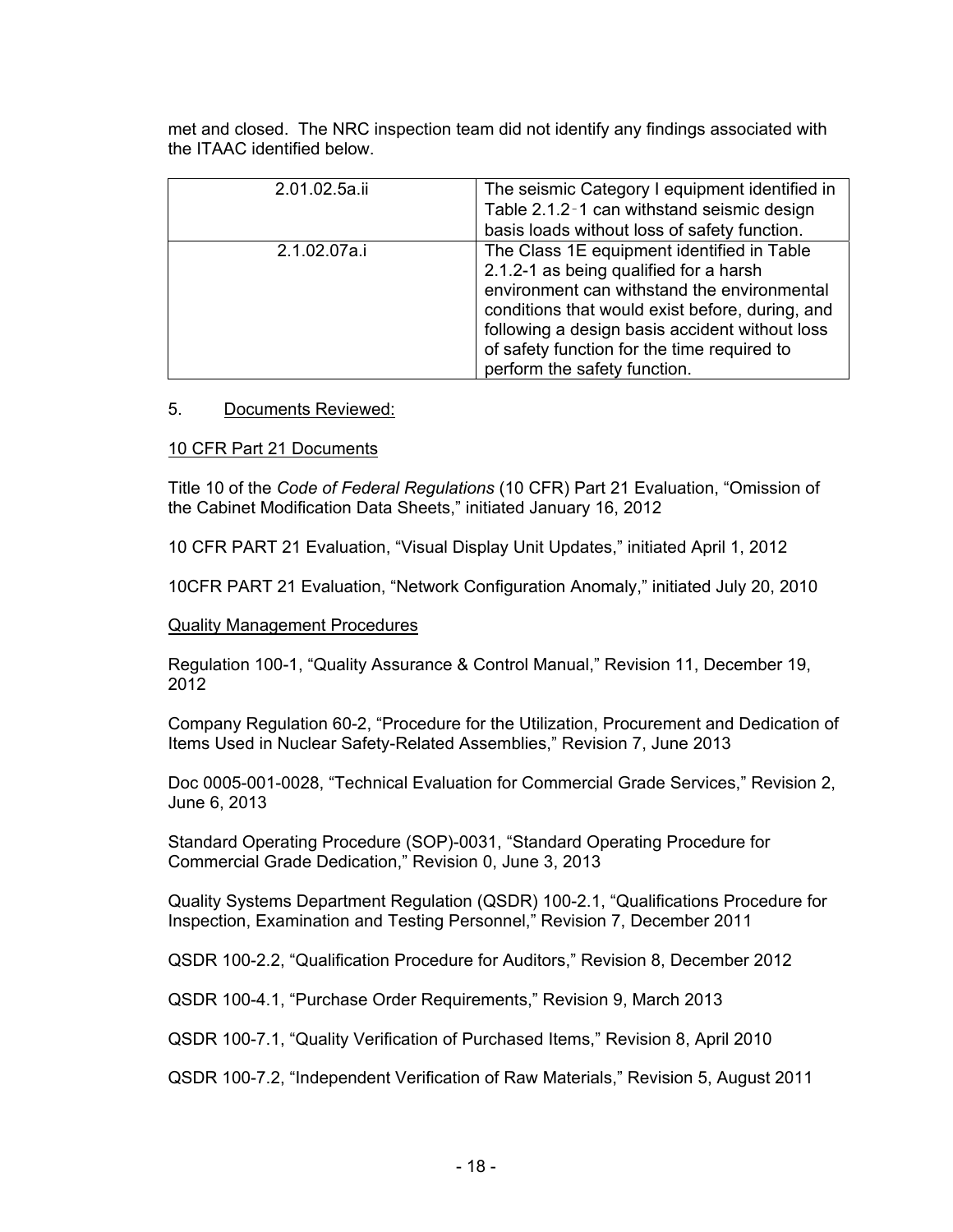met and closed. The NRC inspection team did not identify any findings associated with the ITAAC identified below.

| | |
|---|---|
| 2.01.02.5a.ii | The seismic Category I equipment identified in Table 2.1.2‑1 can withstand seismic design basis loads without loss of safety function. |
| 2.1.02.07a.i | The Class 1E equipment identified in Table 2.1.2-1 as being qualified for a harsh environment can withstand the environmental conditions that would exist before, during, and following a design basis accident without loss of safety function for the time required to perform the safety function. |

5. Documents Reviewed:

10 CFR Part 21 Documents

Title 10 of the *Code of Federal Regulations* (10 CFR) Part 21 Evaluation, "Omission of the Cabinet Modification Data Sheets," initiated January 16, 2012

10 CFR PART 21 Evaluation, "Visual Display Unit Updates," initiated April 1, 2012

10CFR PART 21 Evaluation, "Network Configuration Anomaly," initiated July 20, 2010

Quality Management Procedures

Regulation 100-1, "Quality Assurance & Control Manual," Revision 11, December 19, 2012

Company Regulation 60-2, "Procedure for the Utilization, Procurement and Dedication of Items Used in Nuclear Safety-Related Assemblies," Revision 7, June 2013

Doc 0005-001-0028, "Technical Evaluation for Commercial Grade Services," Revision 2, June 6, 2013

Standard Operating Procedure (SOP)-0031, "Standard Operating Procedure for Commercial Grade Dedication," Revision 0, June 3, 2013

Quality Systems Department Regulation (QSDR) 100-2.1, "Qualifications Procedure for Inspection, Examination and Testing Personnel," Revision 7, December 2011

QSDR 100-2.2, "Qualification Procedure for Auditors," Revision 8, December 2012

QSDR 100-4.1, "Purchase Order Requirements," Revision 9, March 2013

QSDR 100-7.1, "Quality Verification of Purchased Items," Revision 8, April 2010

QSDR 100-7.2, "Independent Verification of Raw Materials," Revision 5, August 2011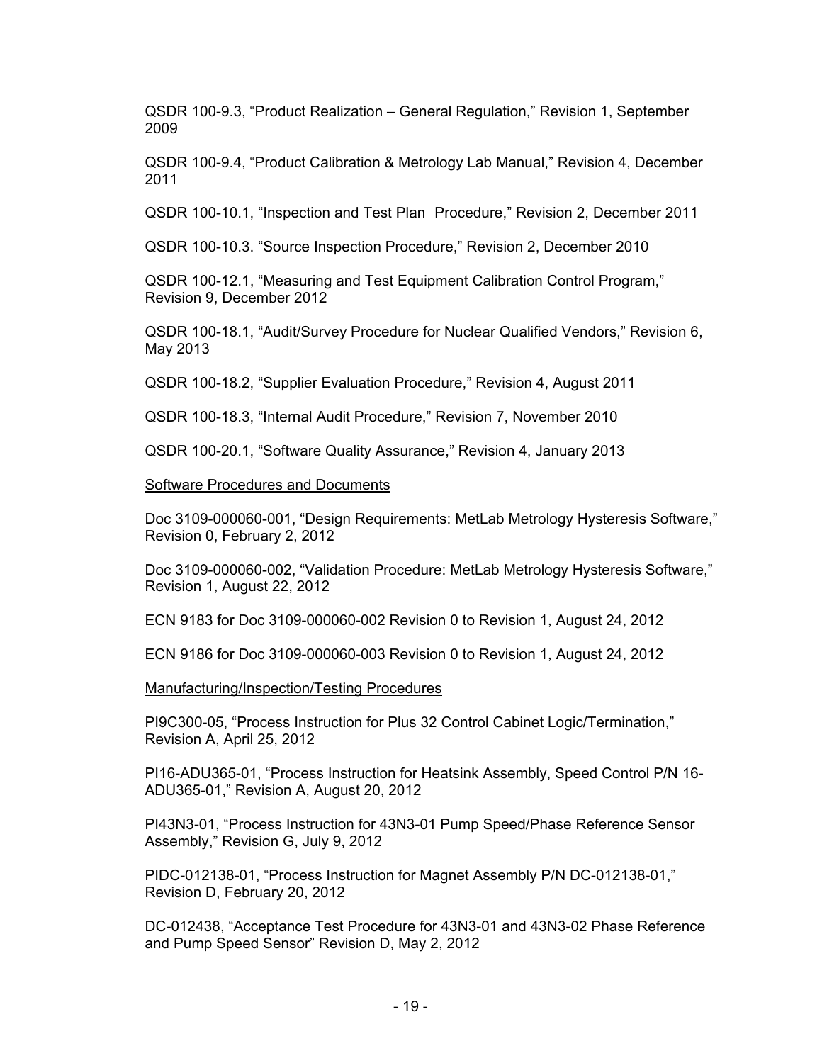QSDR 100-9.3, "Product Realization – General Regulation," Revision 1, September 2009

QSDR 100-9.4, "Product Calibration & Metrology Lab Manual," Revision 4, December 2011

QSDR 100-10.1, "Inspection and Test Plan  Procedure," Revision 2, December 2011

QSDR 100-10.3. "Source Inspection Procedure," Revision 2, December 2010

QSDR 100-12.1, "Measuring and Test Equipment Calibration Control Program," Revision 9, December 2012

QSDR 100-18.1, "Audit/Survey Procedure for Nuclear Qualified Vendors," Revision 6, May 2013

QSDR 100-18.2, "Supplier Evaluation Procedure," Revision 4, August 2011

QSDR 100-18.3, "Internal Audit Procedure," Revision 7, November 2010

QSDR 100-20.1, "Software Quality Assurance," Revision 4, January 2013

Software Procedures and Documents

Doc 3109-000060-001, "Design Requirements: MetLab Metrology Hysteresis Software," Revision 0, February 2, 2012

Doc 3109-000060-002, "Validation Procedure: MetLab Metrology Hysteresis Software," Revision 1, August 22, 2012

ECN 9183 for Doc 3109-000060-002 Revision 0 to Revision 1, August 24, 2012

ECN 9186 for Doc 3109-000060-003 Revision 0 to Revision 1, August 24, 2012

Manufacturing/Inspection/Testing Procedures

PI9C300-05, "Process Instruction for Plus 32 Control Cabinet Logic/Termination," Revision A, April 25, 2012

PI16-ADU365-01, "Process Instruction for Heatsink Assembly, Speed Control P/N 16-ADU365-01," Revision A, August 20, 2012

PI43N3-01, "Process Instruction for 43N3-01 Pump Speed/Phase Reference Sensor Assembly," Revision G, July 9, 2012

PIDC-012138-01, "Process Instruction for Magnet Assembly P/N DC-012138-01," Revision D, February 20, 2012

DC-012438, "Acceptance Test Procedure for 43N3-01 and 43N3-02 Phase Reference and Pump Speed Sensor" Revision D, May 2, 2012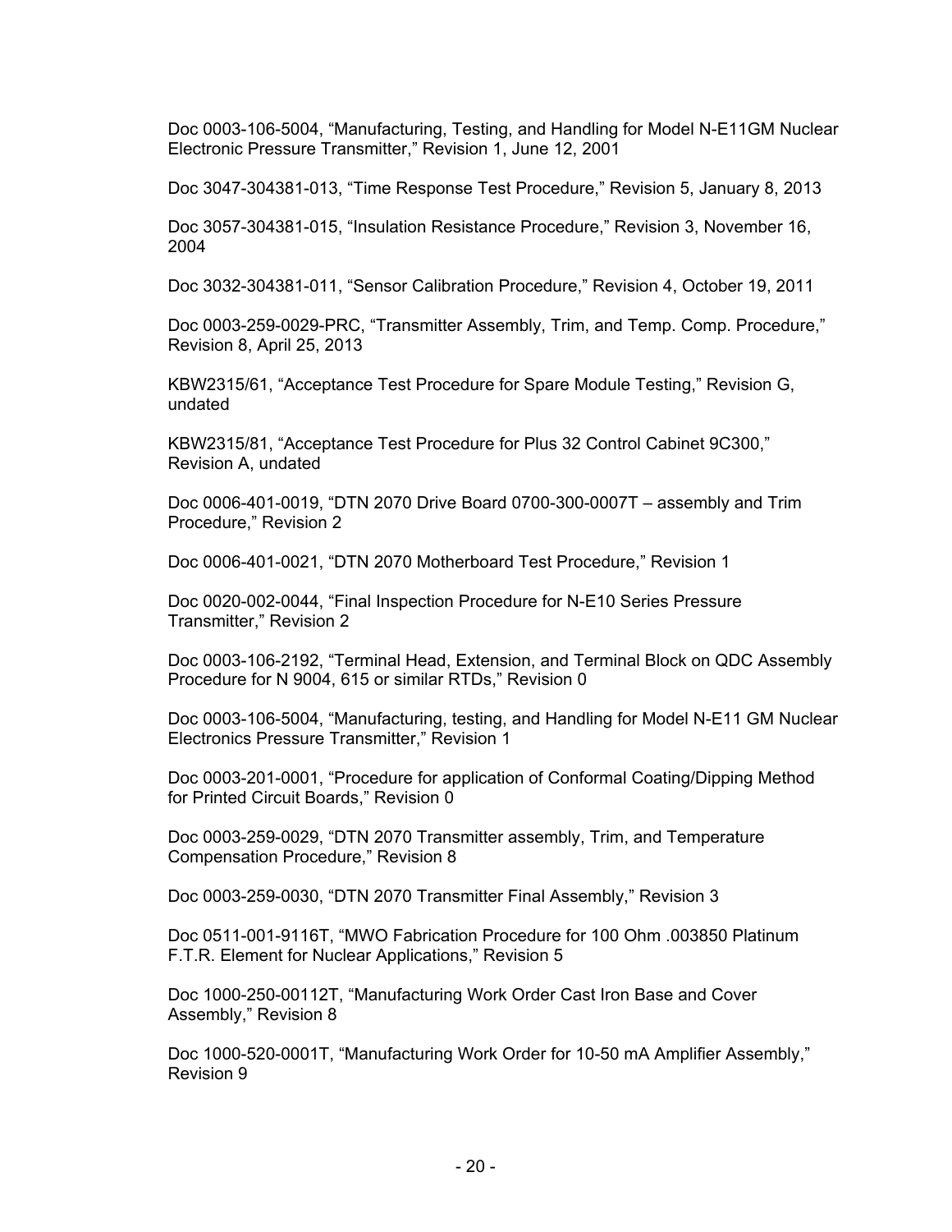Doc 0003-106-5004, “Manufacturing, Testing, and Handling for Model N-E11GM Nuclear Electronic Pressure Transmitter,” Revision 1, June 12, 2001

Doc 3047-304381-013, “Time Response Test Procedure,” Revision 5, January 8, 2013

Doc 3057-304381-015, “Insulation Resistance Procedure,” Revision 3, November 16, 2004

Doc 3032-304381-011, “Sensor Calibration Procedure,” Revision 4, October 19, 2011

Doc 0003-259-0029-PRC, “Transmitter Assembly, Trim, and Temp. Comp. Procedure,” Revision 8, April 25, 2013

KBW2315/61, “Acceptance Test Procedure for Spare Module Testing,” Revision G, undated

KBW2315/81, “Acceptance Test Procedure for Plus 32 Control Cabinet 9C300,” Revision A, undated

Doc 0006-401-0019, “DTN 2070 Drive Board 0700-300-0007T – assembly and Trim Procedure,” Revision 2

Doc 0006-401-0021, “DTN 2070 Motherboard Test Procedure,” Revision 1

Doc 0020-002-0044, “Final Inspection Procedure for N-E10 Series Pressure Transmitter,” Revision 2

Doc 0003-106-2192, “Terminal Head, Extension, and Terminal Block on QDC Assembly Procedure for N 9004, 615 or similar RTDs,” Revision 0

Doc 0003-106-5004, “Manufacturing, testing, and Handling for Model N-E11 GM Nuclear Electronics Pressure Transmitter,” Revision 1

Doc 0003-201-0001, “Procedure for application of Conformal Coating/Dipping Method for Printed Circuit Boards,” Revision 0

Doc 0003-259-0029, “DTN 2070 Transmitter assembly, Trim, and Temperature Compensation Procedure,” Revision 8

Doc 0003-259-0030, “DTN 2070 Transmitter Final Assembly,” Revision 3

Doc 0511-001-9116T, “MWO Fabrication Procedure for 100 Ohm .003850 Platinum F.T.R. Element for Nuclear Applications,” Revision 5

Doc 1000-250-00112T, “Manufacturing Work Order Cast Iron Base and Cover Assembly,” Revision 8

Doc 1000-520-0001T, “Manufacturing Work Order for 10-50 mA Amplifier Assembly,” Revision 9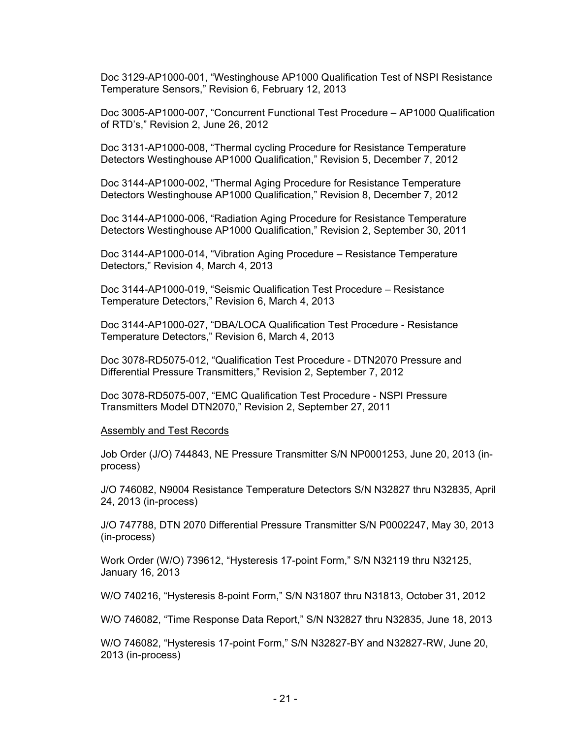Doc 3129-AP1000-001, "Westinghouse AP1000 Qualification Test of NSPI Resistance Temperature Sensors," Revision 6, February 12, 2013

Doc 3005-AP1000-007, "Concurrent Functional Test Procedure – AP1000 Qualification of RTD's," Revision 2, June 26, 2012

Doc 3131-AP1000-008, "Thermal cycling Procedure for Resistance Temperature Detectors Westinghouse AP1000 Qualification," Revision 5, December 7, 2012

Doc 3144-AP1000-002, "Thermal Aging Procedure for Resistance Temperature Detectors Westinghouse AP1000 Qualification," Revision 8, December 7, 2012

Doc 3144-AP1000-006, "Radiation Aging Procedure for Resistance Temperature Detectors Westinghouse AP1000 Qualification," Revision 2, September 30, 2011

Doc 3144-AP1000-014, "Vibration Aging Procedure – Resistance Temperature Detectors," Revision 4, March 4, 2013

Doc 3144-AP1000-019, "Seismic Qualification Test Procedure – Resistance Temperature Detectors," Revision 6, March 4, 2013

Doc 3144-AP1000-027, "DBA/LOCA Qualification Test Procedure - Resistance Temperature Detectors," Revision 6, March 4, 2013

Doc 3078-RD5075-012, "Qualification Test Procedure - DTN2070 Pressure and Differential Pressure Transmitters," Revision 2, September 7, 2012

Doc 3078-RD5075-007, "EMC Qualification Test Procedure - NSPI Pressure Transmitters Model DTN2070," Revision 2, September 27, 2011

Assembly and Test Records

Job Order (J/O) 744843, NE Pressure Transmitter S/N NP0001253, June 20, 2013 (in-process)

J/O 746082, N9004 Resistance Temperature Detectors S/N N32827 thru N32835, April 24, 2013 (in-process)

J/O 747788, DTN 2070 Differential Pressure Transmitter S/N P0002247, May 30, 2013 (in-process)

Work Order (W/O) 739612, "Hysteresis 17-point Form," S/N N32119 thru N32125, January 16, 2013

W/O 740216, "Hysteresis 8-point Form," S/N N31807 thru N31813, October 31, 2012

W/O 746082, "Time Response Data Report," S/N N32827 thru N32835, June 18, 2013

W/O 746082, "Hysteresis 17-point Form," S/N N32827-BY and N32827-RW, June 20, 2013 (in-process)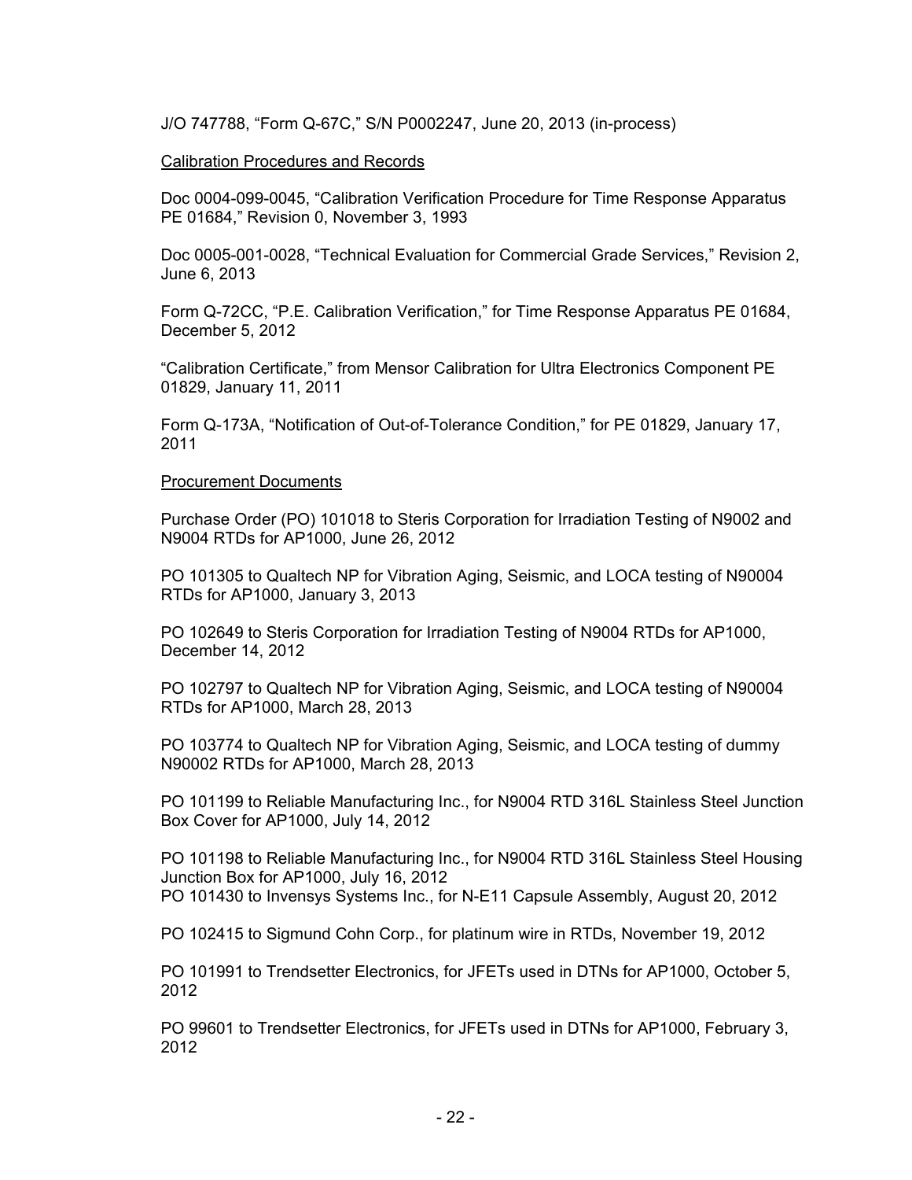J/O 747788, "Form Q-67C," S/N P0002247, June 20, 2013 (in-process)

Calibration Procedures and Records

Doc 0004-099-0045, "Calibration Verification Procedure for Time Response Apparatus PE 01684," Revision 0, November 3, 1993

Doc 0005-001-0028, "Technical Evaluation for Commercial Grade Services," Revision 2, June 6, 2013

Form Q-72CC, "P.E. Calibration Verification," for Time Response Apparatus PE 01684, December 5, 2012

"Calibration Certificate," from Mensor Calibration for Ultra Electronics Component PE 01829, January 11, 2011

Form Q-173A, "Notification of Out-of-Tolerance Condition," for PE 01829, January 17, 2011

Procurement Documents

Purchase Order (PO) 101018 to Steris Corporation for Irradiation Testing of N9002 and N9004 RTDs for AP1000, June 26, 2012

PO 101305 to Qualtech NP for Vibration Aging, Seismic, and LOCA testing of N90004 RTDs for AP1000, January 3, 2013

PO 102649 to Steris Corporation for Irradiation Testing of N9004 RTDs for AP1000, December 14, 2012

PO 102797 to Qualtech NP for Vibration Aging, Seismic, and LOCA testing of N90004 RTDs for AP1000, March 28, 2013

PO 103774 to Qualtech NP for Vibration Aging, Seismic, and LOCA testing of dummy N90002 RTDs for AP1000, March 28, 2013

PO 101199 to Reliable Manufacturing Inc., for N9004 RTD 316L Stainless Steel Junction Box Cover for AP1000, July 14, 2012

PO 101198 to Reliable Manufacturing Inc., for N9004 RTD 316L Stainless Steel Housing Junction Box for AP1000, July 16, 2012
PO 101430 to Invensys Systems Inc., for N-E11 Capsule Assembly, August 20, 2012

PO 102415 to Sigmund Cohn Corp., for platinum wire in RTDs, November 19, 2012

PO 101991 to Trendsetter Electronics, for JFETs used in DTNs for AP1000, October 5, 2012

PO 99601 to Trendsetter Electronics, for JFETs used in DTNs for AP1000, February 3, 2012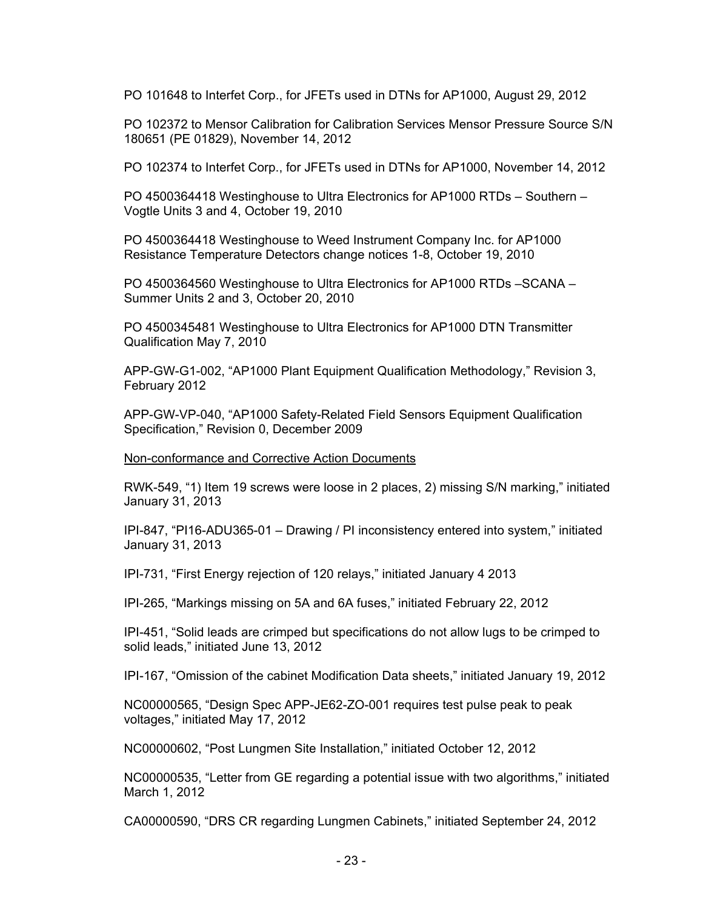PO 101648 to Interfet Corp., for JFETs used in DTNs for AP1000, August 29, 2012

PO 102372 to Mensor Calibration for Calibration Services Mensor Pressure Source S/N 180651 (PE 01829), November 14, 2012

PO 102374 to Interfet Corp., for JFETs used in DTNs for AP1000, November 14, 2012

PO 4500364418 Westinghouse to Ultra Electronics for AP1000 RTDs – Southern – Vogtle Units 3 and 4, October 19, 2010

PO 4500364418 Westinghouse to Weed Instrument Company Inc. for AP1000 Resistance Temperature Detectors change notices 1-8, October 19, 2010

PO 4500364560 Westinghouse to Ultra Electronics for AP1000 RTDs –SCANA – Summer Units 2 and 3, October 20, 2010

PO 4500345481 Westinghouse to Ultra Electronics for AP1000 DTN Transmitter Qualification May 7, 2010

APP-GW-G1-002, "AP1000 Plant Equipment Qualification Methodology," Revision 3, February 2012

APP-GW-VP-040, "AP1000 Safety-Related Field Sensors Equipment Qualification Specification," Revision 0, December 2009

Non-conformance and Corrective Action Documents

RWK-549, "1) Item 19 screws were loose in 2 places, 2) missing S/N marking," initiated January 31, 2013

IPI-847, "PI16-ADU365-01 – Drawing / PI inconsistency entered into system," initiated January 31, 2013

IPI-731, "First Energy rejection of 120 relays," initiated January 4 2013

IPI-265, "Markings missing on 5A and 6A fuses," initiated February 22, 2012

IPI-451, "Solid leads are crimped but specifications do not allow lugs to be crimped to solid leads," initiated June 13, 2012

IPI-167, "Omission of the cabinet Modification Data sheets," initiated January 19, 2012

NC00000565, "Design Spec APP-JE62-ZO-001 requires test pulse peak to peak voltages," initiated May 17, 2012

NC00000602, "Post Lungmen Site Installation," initiated October 12, 2012

NC00000535, "Letter from GE regarding a potential issue with two algorithms," initiated March 1, 2012

CA00000590, "DRS CR regarding Lungmen Cabinets," initiated September 24, 2012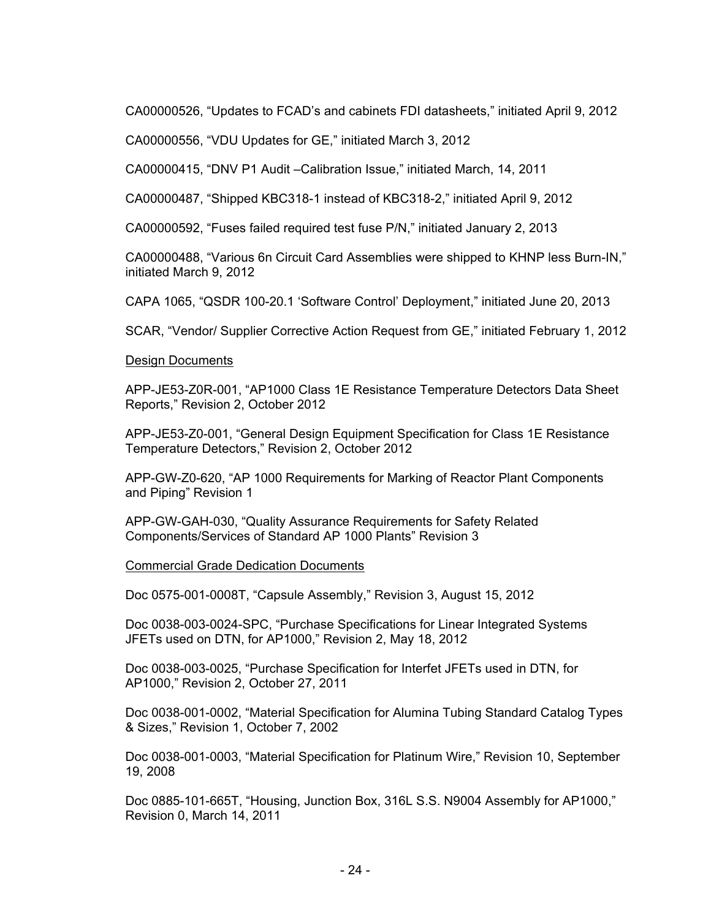CA00000526, “Updates to FCAD’s and cabinets FDI datasheets,” initiated April 9, 2012

CA00000556, “VDU Updates for GE,” initiated March 3, 2012

CA00000415, “DNV P1 Audit –Calibration Issue,” initiated March, 14, 2011

CA00000487, “Shipped KBC318-1 instead of KBC318-2,” initiated April 9, 2012

CA00000592, “Fuses failed required test fuse P/N,” initiated January 2, 2013

CA00000488, “Various 6n Circuit Card Assemblies were shipped to KHNP less Burn-IN,” initiated March 9, 2012

CAPA 1065, “QSDR 100-20.1 ‘Software Control’ Deployment,” initiated June 20, 2013

SCAR, “Vendor/ Supplier Corrective Action Request from GE,” initiated February 1, 2012

Design Documents

APP-JE53-Z0R-001, “AP1000 Class 1E Resistance Temperature Detectors Data Sheet Reports,” Revision 2, October 2012

APP-JE53-Z0-001, “General Design Equipment Specification for Class 1E Resistance Temperature Detectors,” Revision 2, October 2012

APP-GW-Z0-620, “AP 1000 Requirements for Marking of Reactor Plant Components and Piping” Revision 1

APP-GW-GAH-030, “Quality Assurance Requirements for Safety Related Components/Services of Standard AP 1000 Plants” Revision 3

Commercial Grade Dedication Documents

Doc 0575-001-0008T, “Capsule Assembly,” Revision 3, August 15, 2012

Doc 0038-003-0024-SPC, “Purchase Specifications for Linear Integrated Systems JFETs used on DTN, for AP1000,” Revision 2, May 18, 2012

Doc 0038-003-0025, “Purchase Specification for Interfet JFETs used in DTN, for AP1000,” Revision 2, October 27, 2011

Doc 0038-001-0002, “Material Specification for Alumina Tubing Standard Catalog Types & Sizes,” Revision 1, October 7, 2002

Doc 0038-001-0003, “Material Specification for Platinum Wire,” Revision 10, September 19, 2008

Doc 0885-101-665T, “Housing, Junction Box, 316L S.S. N9004 Assembly for AP1000,” Revision 0, March 14, 2011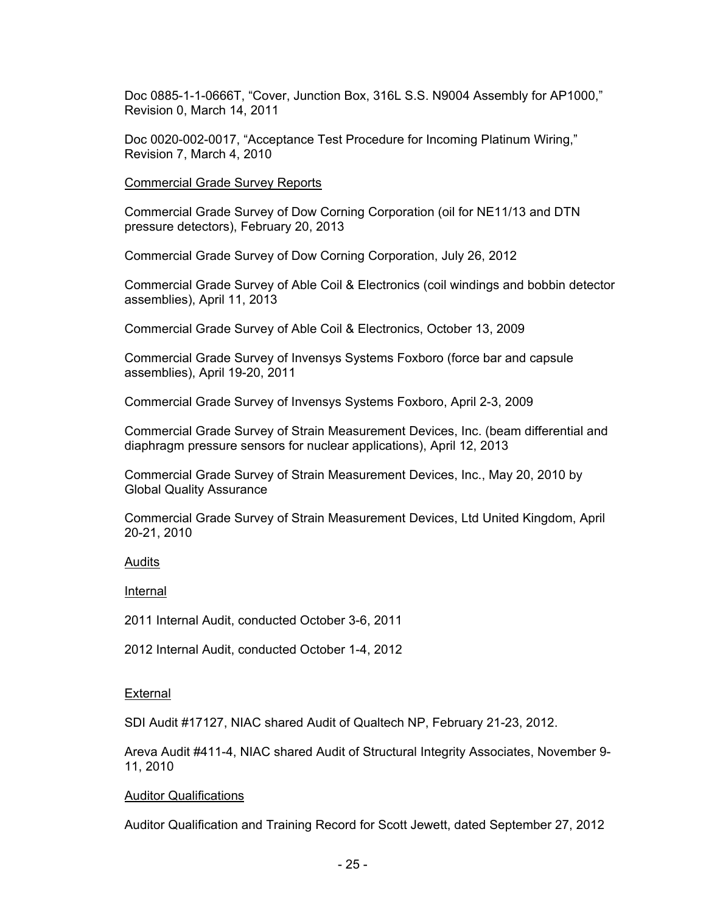Doc 0885-1-1-0666T, "Cover, Junction Box, 316L S.S. N9004 Assembly for AP1000," Revision 0, March 14, 2011

Doc 0020-002-0017, "Acceptance Test Procedure for Incoming Platinum Wiring," Revision 7, March 4, 2010

<u>Commercial Grade Survey Reports</u>

Commercial Grade Survey of Dow Corning Corporation (oil for NE11/13 and DTN pressure detectors), February 20, 2013

Commercial Grade Survey of Dow Corning Corporation, July 26, 2012

Commercial Grade Survey of Able Coil & Electronics (coil windings and bobbin detector assemblies), April 11, 2013

Commercial Grade Survey of Able Coil & Electronics, October 13, 2009

Commercial Grade Survey of Invensys Systems Foxboro (force bar and capsule assemblies), April 19-20, 2011

Commercial Grade Survey of Invensys Systems Foxboro, April 2-3, 2009

Commercial Grade Survey of Strain Measurement Devices, Inc. (beam differential and diaphragm pressure sensors for nuclear applications), April 12, 2013

Commercial Grade Survey of Strain Measurement Devices, Inc., May 20, 2010 by Global Quality Assurance

Commercial Grade Survey of Strain Measurement Devices, Ltd United Kingdom, April 20-21, 2010

<u>Audits</u>

<u>Internal</u>

2011 Internal Audit, conducted October 3-6, 2011

2012 Internal Audit, conducted October 1-4, 2012

<u>External</u>

SDI Audit #17127, NIAC shared Audit of Qualtech NP, February 21-23, 2012.

Areva Audit #411-4, NIAC shared Audit of Structural Integrity Associates, November 9-11, 2010

<u>Auditor Qualifications</u>

Auditor Qualification and Training Record for Scott Jewett, dated September 27, 2012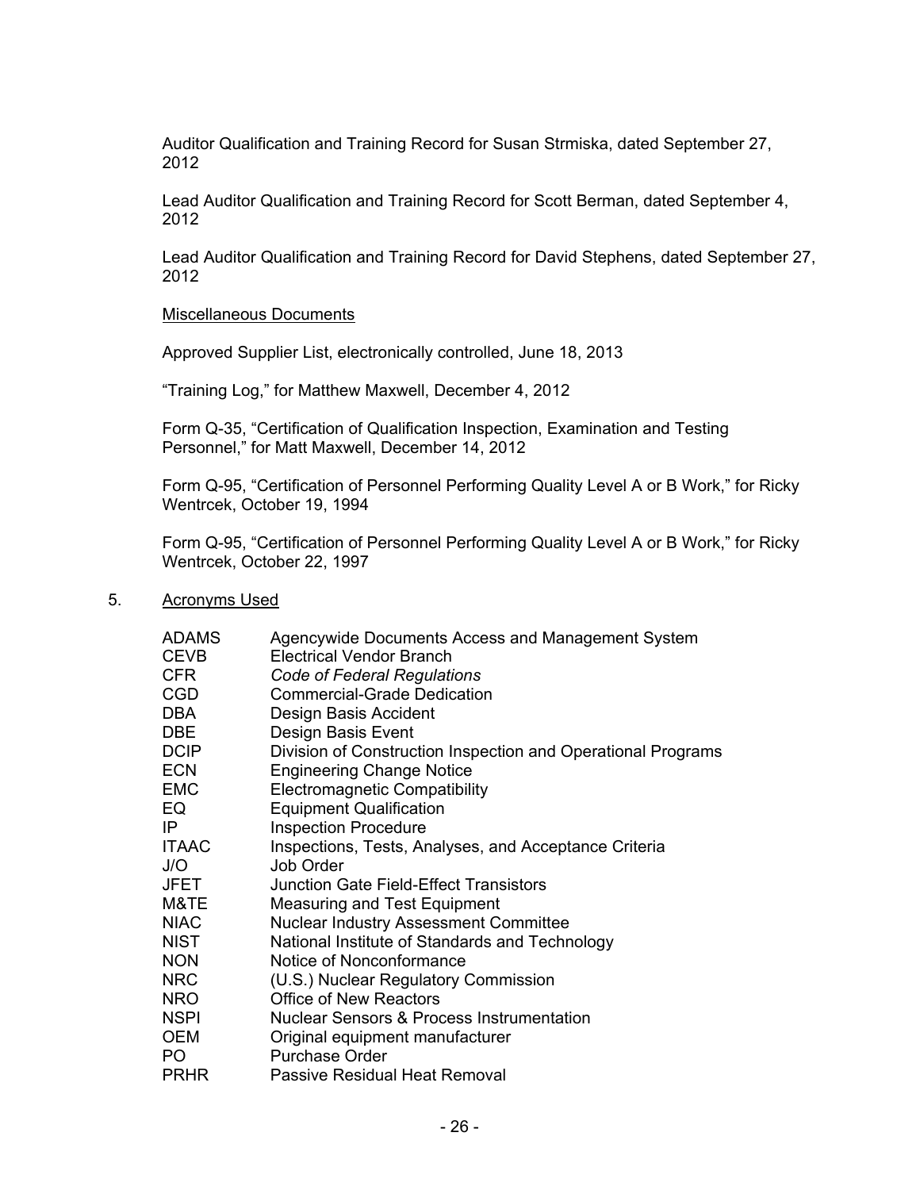Auditor Qualification and Training Record for Susan Strmiska, dated September 27, 2012

Lead Auditor Qualification and Training Record for Scott Berman, dated September 4, 2012

Lead Auditor Qualification and Training Record for David Stephens, dated September 27, 2012

Miscellaneous Documents

Approved Supplier List, electronically controlled, June 18, 2013

"Training Log," for Matthew Maxwell, December 4, 2012

Form Q-35, "Certification of Qualification Inspection, Examination and Testing Personnel," for Matt Maxwell, December 14, 2012

Form Q-95, "Certification of Personnel Performing Quality Level A or B Work," for Ricky Wentrcek, October 19, 1994

Form Q-95, "Certification of Personnel Performing Quality Level A or B Work," for Ricky Wentrcek, October 22, 1997

5. Acronyms Used

| | |
|---|---|
| ADAMS | Agencywide Documents Access and Management System |
| CEVB | Electrical Vendor Branch |
| CFR | *Code of Federal Regulations* |
| CGD | Commercial-Grade Dedication |
| DBA | Design Basis Accident |
| DBE | Design Basis Event |
| DCIP | Division of Construction Inspection and Operational Programs |
| ECN | Engineering Change Notice |
| EMC | Electromagnetic Compatibility |
| EQ | Equipment Qualification |
| IP | Inspection Procedure |
| ITAAC | Inspections, Tests, Analyses, and Acceptance Criteria |
| J/O | Job Order |
| JFET | Junction Gate Field-Effect Transistors |
| M&TE | Measuring and Test Equipment |
| NIAC | Nuclear Industry Assessment Committee |
| NIST | National Institute of Standards and Technology |
| NON | Notice of Nonconformance |
| NRC | (U.S.) Nuclear Regulatory Commission |
| NRO | Office of New Reactors |
| NSPI | Nuclear Sensors & Process Instrumentation |
| OEM | Original equipment manufacturer |
| PO | Purchase Order |
| PRHR | Passive Residual Heat Removal |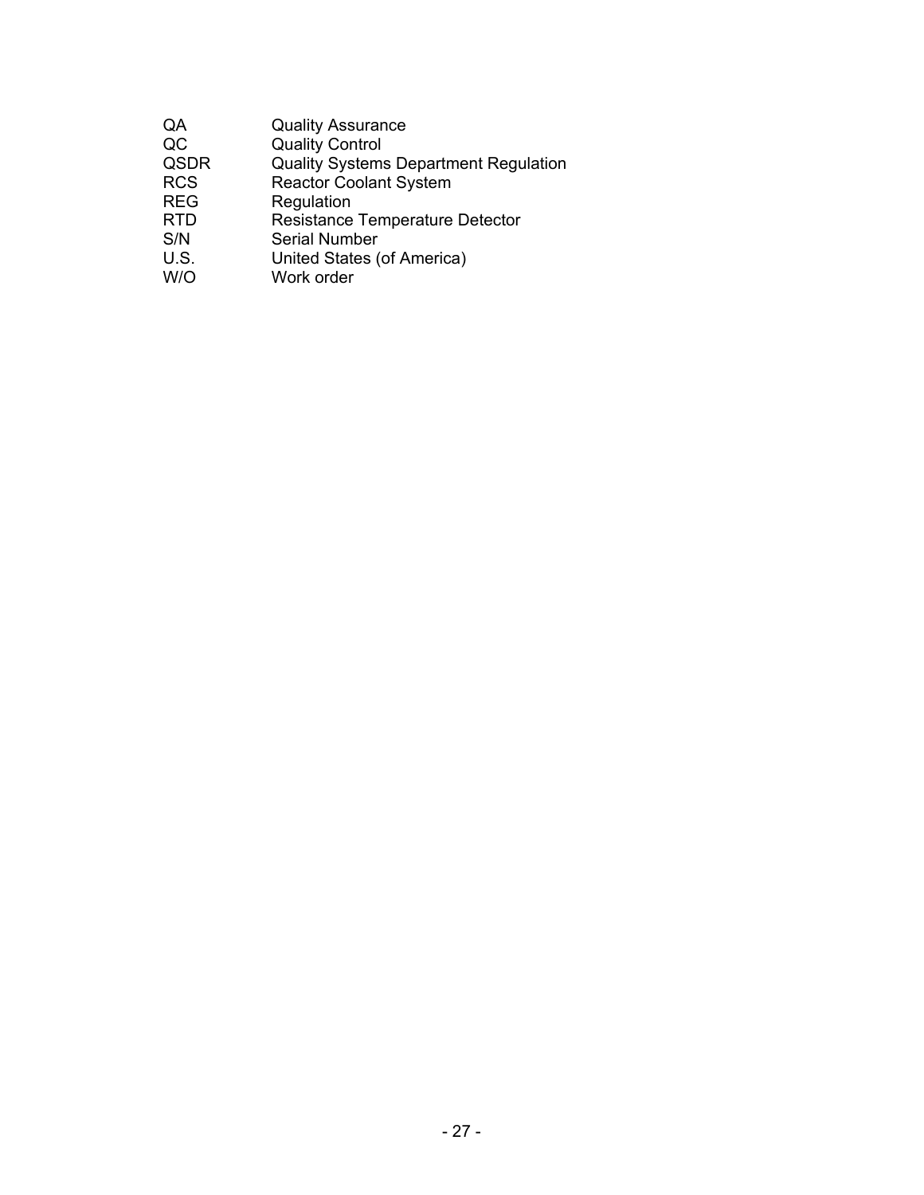| | |
|---|---|
| QA | Quality Assurance |
| QC | Quality Control |
| QSDR | Quality Systems Department Regulation |
| RCS | Reactor Coolant System |
| REG | Regulation |
| RTD | Resistance Temperature Detector |
| S/N | Serial Number |
| U.S. | United States (of America) |
| W/O | Work order |